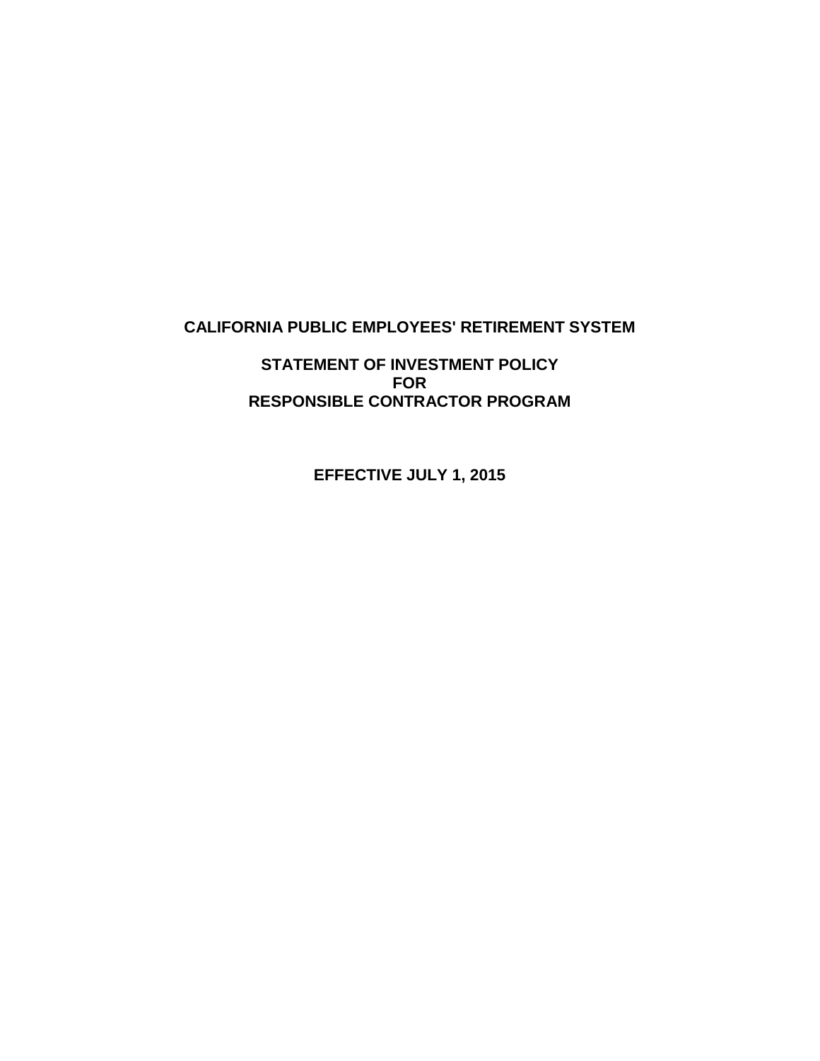# CALIFORNIA PUBLIC EMPLOYEES' RETIREMENT SYSTEM

## STATEMENT OF INVESTMENT POLICY FOR RESPONSIBLE CONTRACTOR PROGRAM

**EFFECTIVE JULY 1, 2015**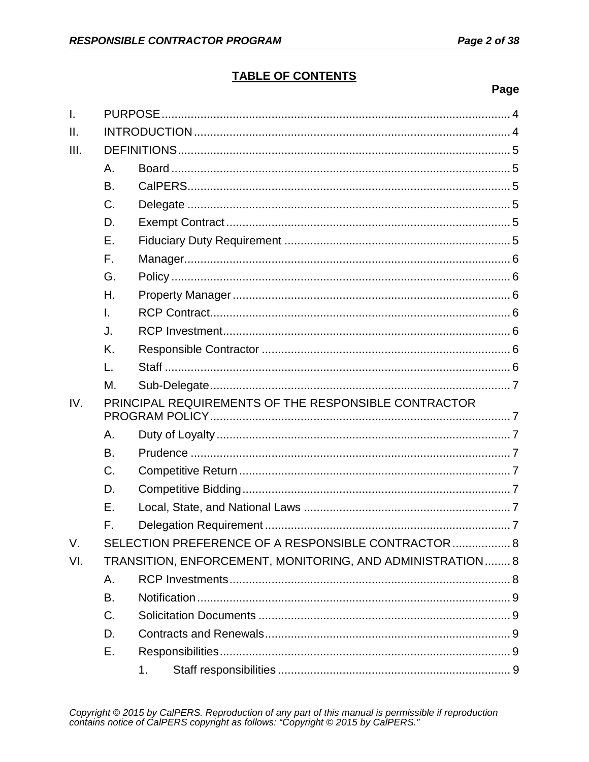## TABLE OF CONTENTS

| | | | Page |
|---|---|---|---|
| I. | PURPOSE | | 4 |
| II. | INTRODUCTION | | 4 |
| III. | DEFINITIONS | | 5 |
| | A. | Board | 5 |
| | B. | CalPERS | 5 |
| | C. | Delegate | 5 |
| | D. | Exempt Contract | 5 |
| | E. | Fiduciary Duty Requirement | 5 |
| | F. | Manager | 6 |
| | G. | Policy | 6 |
| | H. | Property Manager | 6 |
| | I. | RCP Contract | 6 |
| | J. | RCP Investment | 6 |
| | K. | Responsible Contractor | 6 |
| | L. | Staff | 6 |
| | M. | Sub-Delegate | 7 |
| IV. | PRINCIPAL REQUIREMENTS OF THE RESPONSIBLE CONTRACTOR PROGRAM POLICY | | 7 |
| | A. | Duty of Loyalty | 7 |
| | B. | Prudence | 7 |
| | C. | Competitive Return | 7 |
| | D. | Competitive Bidding | 7 |
| | E. | Local, State, and National Laws | 7 |
| | F. | Delegation Requirement | 7 |
| V. | SELECTION PREFERENCE OF A RESPONSIBLE CONTRACTOR | | 8 |
| VI. | TRANSITION, ENFORCEMENT, MONITORING, AND ADMINISTRATION | | 8 |
| | A. | RCP Investments | 8 |
| | B. | Notification | 9 |
| | C. | Solicitation Documents | 9 |
| | D. | Contracts and Renewals | 9 |
| | E. | Responsibilities | 9 |
| | | 1. Staff responsibilities | 9 |

*Copyright © 2015 by CalPERS. Reproduction of any part of this manual is permissible if reproduction contains notice of CalPERS copyright as follows: "Copyright © 2015 by CalPERS."*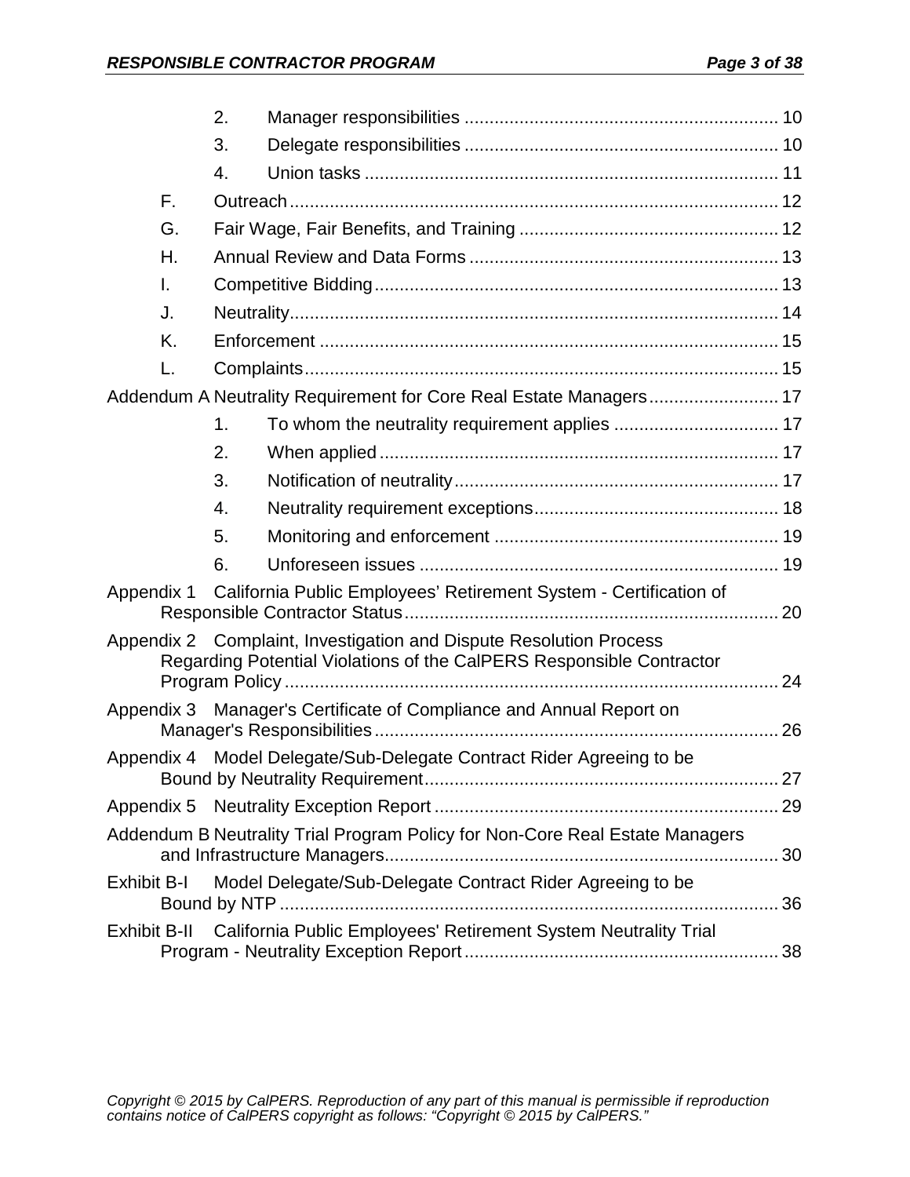2. Manager responsibilities ............................................................ 10

3. Delegate responsibilities ............................................................ 10

4. Union tasks ................................................................................ 11

F. Outreach ................................................................................................ 12

G. Fair Wage, Fair Benefits, and Training .................................................. 12

H. Annual Review and Data Forms ............................................................ 13

I. Competitive Bidding ............................................................................... 13

J. Neutrality ................................................................................................ 14

K. Enforcement .......................................................................................... 15

L. Complaints ............................................................................................. 15

Addendum A Neutrality Requirement for Core Real Estate Managers ......................... 17

1. To whom the neutrality requirement applies ................................ 17

2. When applied .............................................................................. 17

3. Notification of neutrality ............................................................... 17

4. Neutrality requirement exceptions ................................................ 18

5. Monitoring and enforcement ........................................................ 19

6. Unforeseen issues ....................................................................... 19

Appendix 1 California Public Employees' Retirement System - Certification of Responsible Contractor Status ......................................................................... 20

Appendix 2 Complaint, Investigation and Dispute Resolution Process Regarding Potential Violations of the CalPERS Responsible Contractor Program Policy ................................................................................................ 24

Appendix 3 Manager's Certificate of Compliance and Annual Report on Manager's Responsibilities ............................................................................... 26

Appendix 4 Model Delegate/Sub-Delegate Contract Rider Agreeing to be Bound by Neutrality Requirement ..................................................................... 27

Appendix 5 Neutrality Exception Report ................................................................... 29

Addendum B Neutrality Trial Program Policy for Non-Core Real Estate Managers and Infrastructure Managers ............................................................................. 30

Exhibit B-I Model Delegate/Sub-Delegate Contract Rider Agreeing to be Bound by NTP ................................................................................................... 36

Exhibit B-II California Public Employees' Retirement System Neutrality Trial Program - Neutrality Exception Report ............................................................. 38

*Copyright © 2015 by CalPERS. Reproduction of any part of this manual is permissible if reproduction contains notice of CalPERS copyright as follows: "Copyright © 2015 by CalPERS."*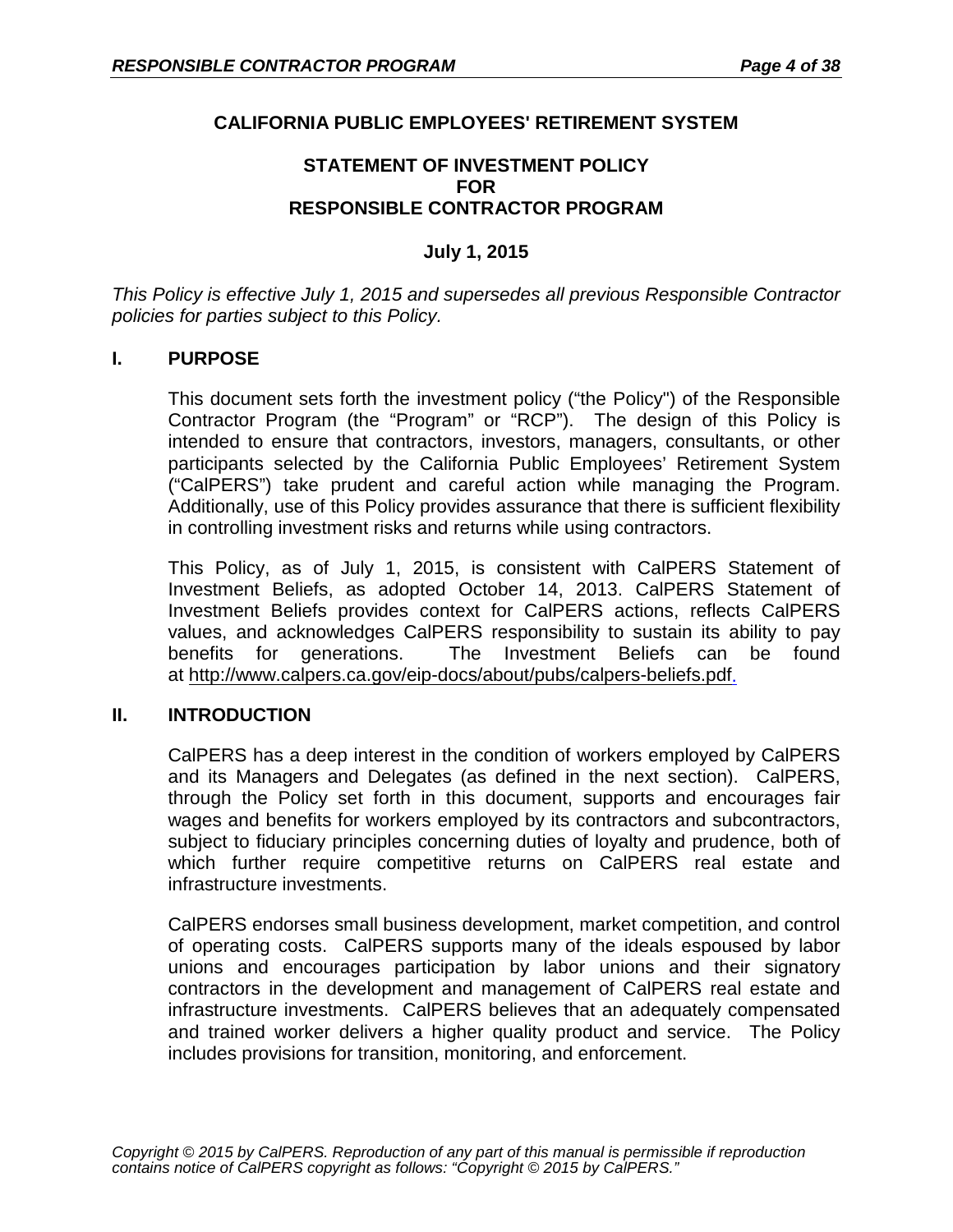**CALIFORNIA PUBLIC EMPLOYEES' RETIREMENT SYSTEM**

**STATEMENT OF INVESTMENT POLICY
FOR
RESPONSIBLE CONTRACTOR PROGRAM**

**July 1, 2015**

*This Policy is effective July 1, 2015 and supersedes all previous Responsible Contractor policies for parties subject to this Policy.*

## I. PURPOSE

This document sets forth the investment policy ("the Policy") of the Responsible Contractor Program (the "Program" or "RCP"). The design of this Policy is intended to ensure that contractors, investors, managers, consultants, or other participants selected by the California Public Employees' Retirement System ("CalPERS") take prudent and careful action while managing the Program. Additionally, use of this Policy provides assurance that there is sufficient flexibility in controlling investment risks and returns while using contractors.

This Policy, as of July 1, 2015, is consistent with CalPERS Statement of Investment Beliefs, as adopted October 14, 2013. CalPERS Statement of Investment Beliefs provides context for CalPERS actions, reflects CalPERS values, and acknowledges CalPERS responsibility to sustain its ability to pay benefits for generations. The Investment Beliefs can be found at http://www.calpers.ca.gov/eip-docs/about/pubs/calpers-beliefs.pdf.

## II. INTRODUCTION

CalPERS has a deep interest in the condition of workers employed by CalPERS and its Managers and Delegates (as defined in the next section). CalPERS, through the Policy set forth in this document, supports and encourages fair wages and benefits for workers employed by its contractors and subcontractors, subject to fiduciary principles concerning duties of loyalty and prudence, both of which further require competitive returns on CalPERS real estate and infrastructure investments.

CalPERS endorses small business development, market competition, and control of operating costs. CalPERS supports many of the ideals espoused by labor unions and encourages participation by labor unions and their signatory contractors in the development and management of CalPERS real estate and infrastructure investments. CalPERS believes that an adequately compensated and trained worker delivers a higher quality product and service. The Policy includes provisions for transition, monitoring, and enforcement.

*Copyright © 2015 by CalPERS. Reproduction of any part of this manual is permissible if reproduction contains notice of CalPERS copyright as follows: "Copyright © 2015 by CalPERS."*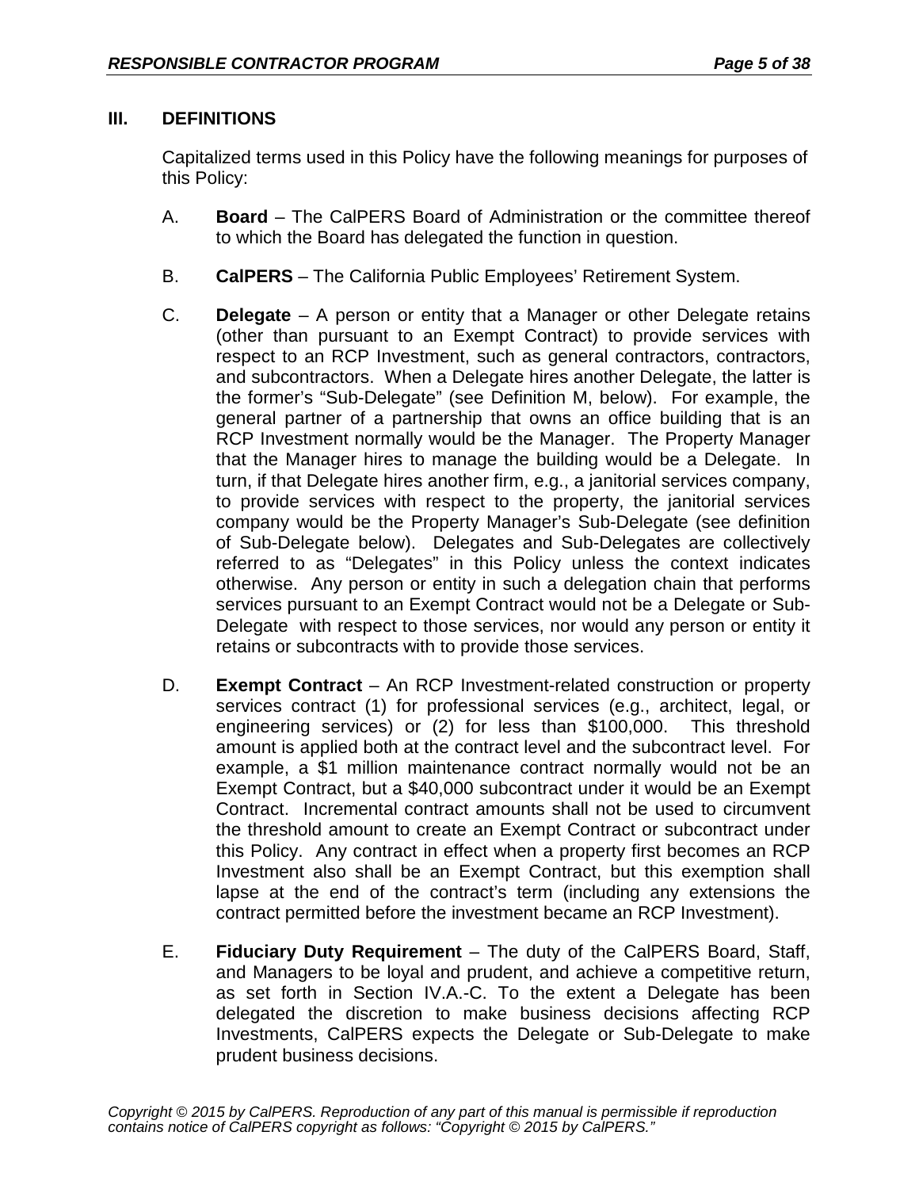## III. DEFINITIONS

Capitalized terms used in this Policy have the following meanings for purposes of this Policy:

A. **Board** – The CalPERS Board of Administration or the committee thereof to which the Board has delegated the function in question.

B. **CalPERS** – The California Public Employees' Retirement System.

C. **Delegate** – A person or entity that a Manager or other Delegate retains (other than pursuant to an Exempt Contract) to provide services with respect to an RCP Investment, such as general contractors, contractors, and subcontractors. When a Delegate hires another Delegate, the latter is the former's "Sub-Delegate" (see Definition M, below). For example, the general partner of a partnership that owns an office building that is an RCP Investment normally would be the Manager. The Property Manager that the Manager hires to manage the building would be a Delegate. In turn, if that Delegate hires another firm, e.g., a janitorial services company, to provide services with respect to the property, the janitorial services company would be the Property Manager's Sub-Delegate (see definition of Sub-Delegate below). Delegates and Sub-Delegates are collectively referred to as "Delegates" in this Policy unless the context indicates otherwise. Any person or entity in such a delegation chain that performs services pursuant to an Exempt Contract would not be a Delegate or Sub-Delegate with respect to those services, nor would any person or entity it retains or subcontracts with to provide those services.

D. **Exempt Contract** – An RCP Investment-related construction or property services contract (1) for professional services (e.g., architect, legal, or engineering services) or (2) for less than $100,000. This threshold amount is applied both at the contract level and the subcontract level. For example, a $1 million maintenance contract normally would not be an Exempt Contract, but a $40,000 subcontract under it would be an Exempt Contract. Incremental contract amounts shall not be used to circumvent the threshold amount to create an Exempt Contract or subcontract under this Policy. Any contract in effect when a property first becomes an RCP Investment also shall be an Exempt Contract, but this exemption shall lapse at the end of the contract's term (including any extensions the contract permitted before the investment became an RCP Investment).

E. **Fiduciary Duty Requirement** – The duty of the CalPERS Board, Staff, and Managers to be loyal and prudent, and achieve a competitive return, as set forth in Section IV.A.-C. To the extent a Delegate has been delegated the discretion to make business decisions affecting RCP Investments, CalPERS expects the Delegate or Sub-Delegate to make prudent business decisions.

*Copyright © 2015 by CalPERS. Reproduction of any part of this manual is permissible if reproduction contains notice of CalPERS copyright as follows: "Copyright © 2015 by CalPERS."*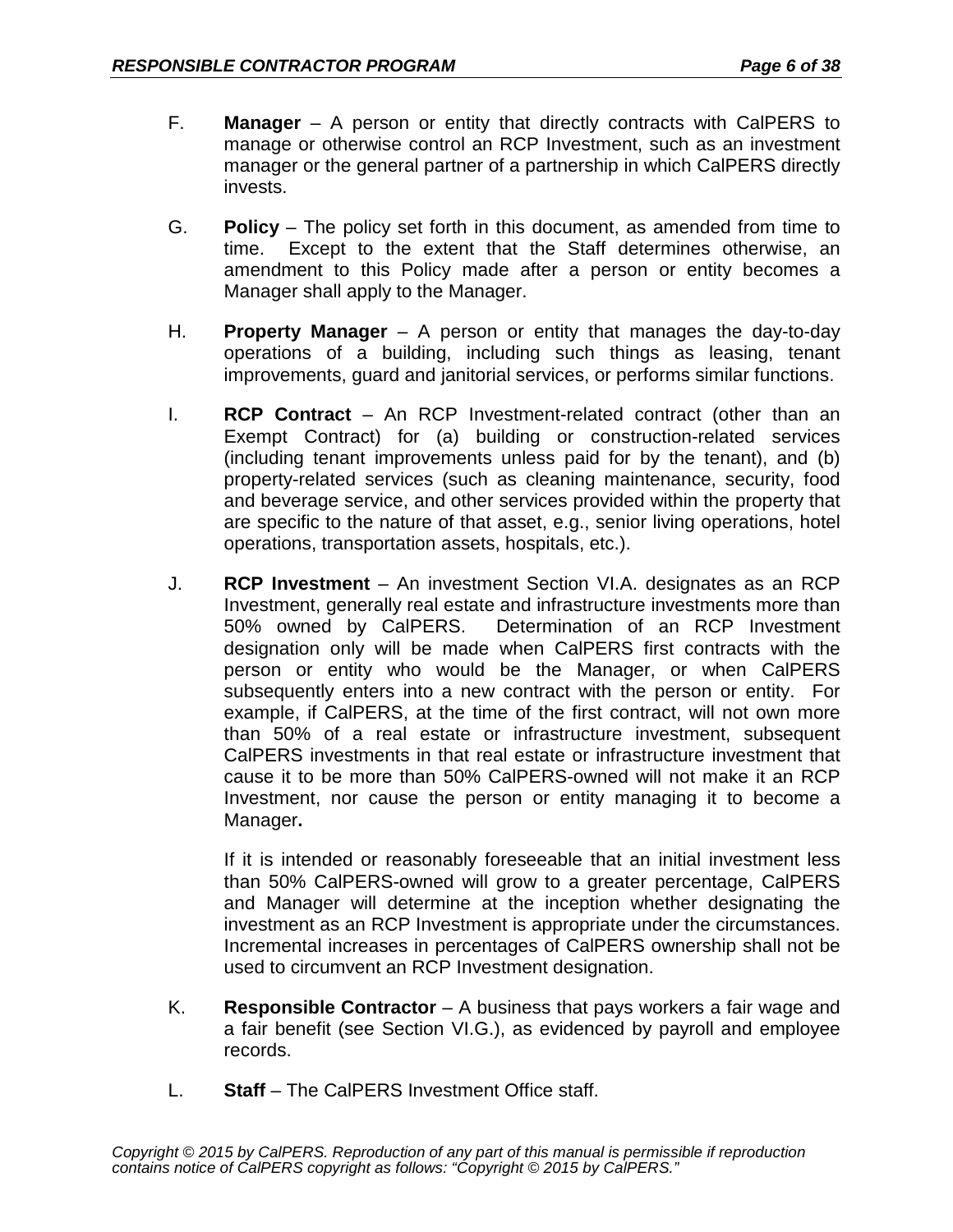F. **Manager** – A person or entity that directly contracts with CalPERS to manage or otherwise control an RCP Investment, such as an investment manager or the general partner of a partnership in which CalPERS directly invests.

G. **Policy** – The policy set forth in this document, as amended from time to time. Except to the extent that the Staff determines otherwise, an amendment to this Policy made after a person or entity becomes a Manager shall apply to the Manager.

H. **Property Manager** – A person or entity that manages the day-to-day operations of a building, including such things as leasing, tenant improvements, guard and janitorial services, or performs similar functions.

I. **RCP Contract** – An RCP Investment-related contract (other than an Exempt Contract) for (a) building or construction-related services (including tenant improvements unless paid for by the tenant), and (b) property-related services (such as cleaning maintenance, security, food and beverage service, and other services provided within the property that are specific to the nature of that asset, e.g., senior living operations, hotel operations, transportation assets, hospitals, etc.).

J. **RCP Investment** – An investment Section VI.A. designates as an RCP Investment, generally real estate and infrastructure investments more than 50% owned by CalPERS. Determination of an RCP Investment designation only will be made when CalPERS first contracts with the person or entity who would be the Manager, or when CalPERS subsequently enters into a new contract with the person or entity. For example, if CalPERS, at the time of the first contract, will not own more than 50% of a real estate or infrastructure investment, subsequent CalPERS investments in that real estate or infrastructure investment that cause it to be more than 50% CalPERS-owned will not make it an RCP Investment, nor cause the person or entity managing it to become a Manager**.**

   If it is intended or reasonably foreseeable that an initial investment less than 50% CalPERS-owned will grow to a greater percentage, CalPERS and Manager will determine at the inception whether designating the investment as an RCP Investment is appropriate under the circumstances. Incremental increases in percentages of CalPERS ownership shall not be used to circumvent an RCP Investment designation.

K. **Responsible Contractor** – A business that pays workers a fair wage and a fair benefit (see Section VI.G.), as evidenced by payroll and employee records.

L. **Staff** – The CalPERS Investment Office staff.

*Copyright © 2015 by CalPERS. Reproduction of any part of this manual is permissible if reproduction contains notice of CalPERS copyright as follows: "Copyright © 2015 by CalPERS."*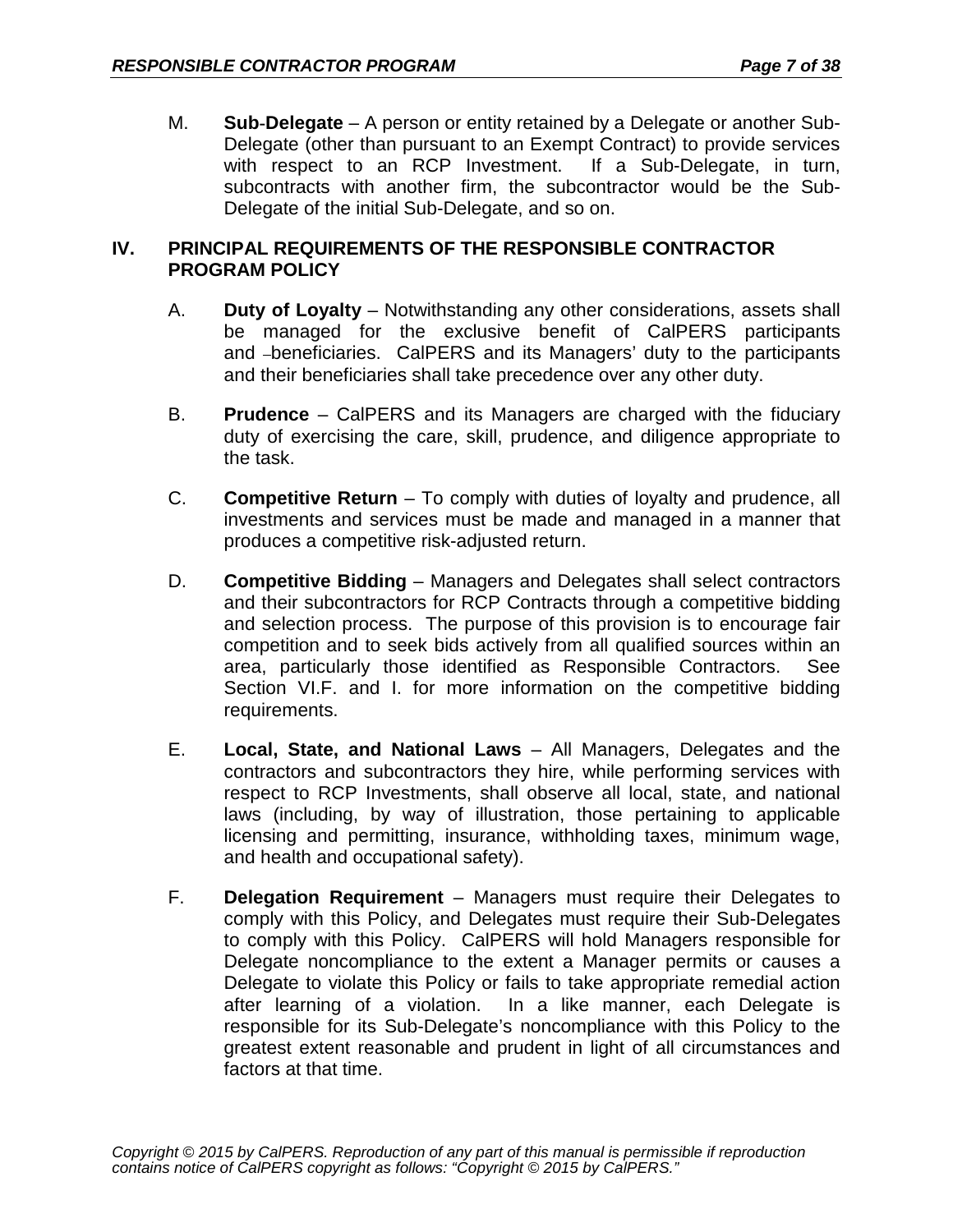M. **Sub-Delegate** – A person or entity retained by a Delegate or another Sub-Delegate (other than pursuant to an Exempt Contract) to provide services with respect to an RCP Investment. If a Sub-Delegate, in turn, subcontracts with another firm, the subcontractor would be the Sub-Delegate of the initial Sub-Delegate, and so on.

## IV. PRINCIPAL REQUIREMENTS OF THE RESPONSIBLE CONTRACTOR PROGRAM POLICY

A. **Duty of Loyalty** – Notwithstanding any other considerations, assets shall be managed for the exclusive benefit of CalPERS participants and beneficiaries. CalPERS and its Managers' duty to the participants and their beneficiaries shall take precedence over any other duty.

B. **Prudence** – CalPERS and its Managers are charged with the fiduciary duty of exercising the care, skill, prudence, and diligence appropriate to the task.

C. **Competitive Return** – To comply with duties of loyalty and prudence, all investments and services must be made and managed in a manner that produces a competitive risk-adjusted return.

D. **Competitive Bidding** – Managers and Delegates shall select contractors and their subcontractors for RCP Contracts through a competitive bidding and selection process. The purpose of this provision is to encourage fair competition and to seek bids actively from all qualified sources within an area, particularly those identified as Responsible Contractors. See Section VI.F. and I. for more information on the competitive bidding requirements.

E. **Local, State, and National Laws** – All Managers, Delegates and the contractors and subcontractors they hire, while performing services with respect to RCP Investments, shall observe all local, state, and national laws (including, by way of illustration, those pertaining to applicable licensing and permitting, insurance, withholding taxes, minimum wage, and health and occupational safety).

F. **Delegation Requirement** – Managers must require their Delegates to comply with this Policy, and Delegates must require their Sub-Delegates to comply with this Policy. CalPERS will hold Managers responsible for Delegate noncompliance to the extent a Manager permits or causes a Delegate to violate this Policy or fails to take appropriate remedial action after learning of a violation. In a like manner, each Delegate is responsible for its Sub-Delegate's noncompliance with this Policy to the greatest extent reasonable and prudent in light of all circumstances and factors at that time.

*Copyright © 2015 by CalPERS. Reproduction of any part of this manual is permissible if reproduction contains notice of CalPERS copyright as follows: "Copyright © 2015 by CalPERS."*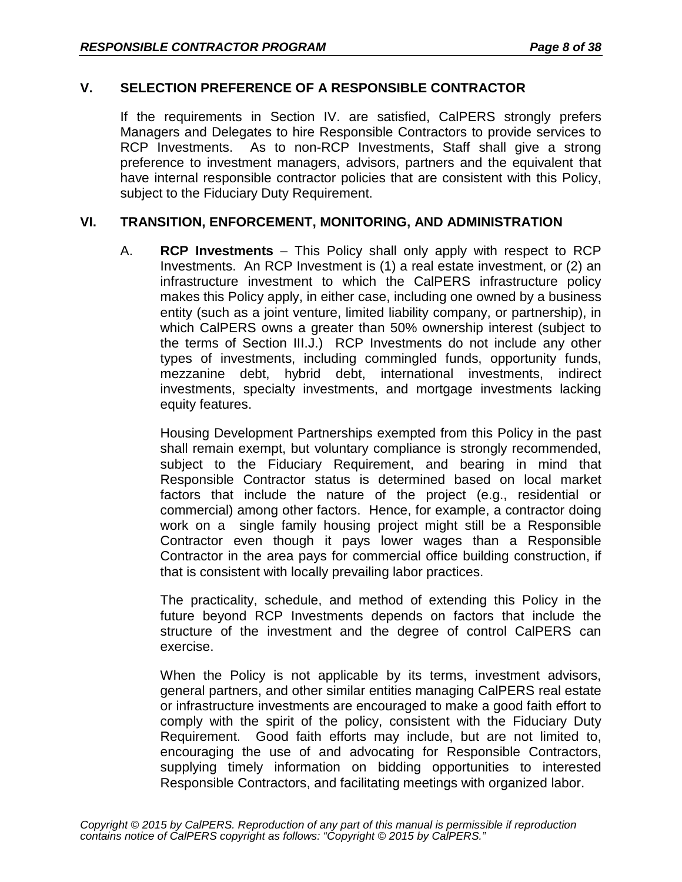## V. SELECTION PREFERENCE OF A RESPONSIBLE CONTRACTOR

If the requirements in Section IV. are satisfied, CalPERS strongly prefers Managers and Delegates to hire Responsible Contractors to provide services to RCP Investments. As to non-RCP Investments, Staff shall give a strong preference to investment managers, advisors, partners and the equivalent that have internal responsible contractor policies that are consistent with this Policy, subject to the Fiduciary Duty Requirement.

## VI. TRANSITION, ENFORCEMENT, MONITORING, AND ADMINISTRATION

A. **RCP Investments** – This Policy shall only apply with respect to RCP Investments. An RCP Investment is (1) a real estate investment, or (2) an infrastructure investment to which the CalPERS infrastructure policy makes this Policy apply, in either case, including one owned by a business entity (such as a joint venture, limited liability company, or partnership), in which CalPERS owns a greater than 50% ownership interest (subject to the terms of Section III.J.) RCP Investments do not include any other types of investments, including commingled funds, opportunity funds, mezzanine debt, hybrid debt, international investments, indirect investments, specialty investments, and mortgage investments lacking equity features.

Housing Development Partnerships exempted from this Policy in the past shall remain exempt, but voluntary compliance is strongly recommended, subject to the Fiduciary Requirement, and bearing in mind that Responsible Contractor status is determined based on local market factors that include the nature of the project (e.g., residential or commercial) among other factors. Hence, for example, a contractor doing work on a single family housing project might still be a Responsible Contractor even though it pays lower wages than a Responsible Contractor in the area pays for commercial office building construction, if that is consistent with locally prevailing labor practices.

The practicality, schedule, and method of extending this Policy in the future beyond RCP Investments depends on factors that include the structure of the investment and the degree of control CalPERS can exercise.

When the Policy is not applicable by its terms, investment advisors, general partners, and other similar entities managing CalPERS real estate or infrastructure investments are encouraged to make a good faith effort to comply with the spirit of the policy, consistent with the Fiduciary Duty Requirement. Good faith efforts may include, but are not limited to, encouraging the use of and advocating for Responsible Contractors, supplying timely information on bidding opportunities to interested Responsible Contractors, and facilitating meetings with organized labor.

*Copyright © 2015 by CalPERS. Reproduction of any part of this manual is permissible if reproduction contains notice of CalPERS copyright as follows: "Copyright © 2015 by CalPERS."*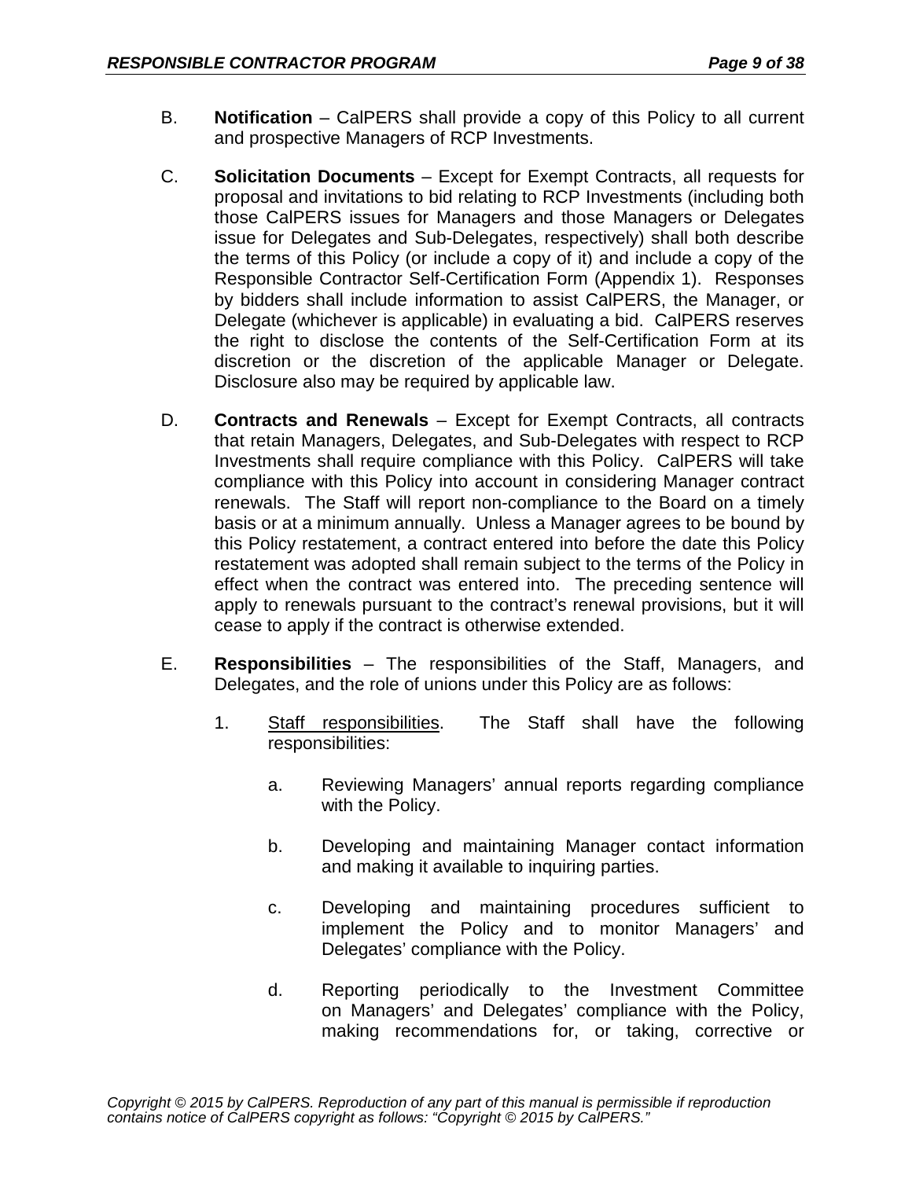B. **Notification** – CalPERS shall provide a copy of this Policy to all current and prospective Managers of RCP Investments.

C. **Solicitation Documents** – Except for Exempt Contracts, all requests for proposal and invitations to bid relating to RCP Investments (including both those CalPERS issues for Managers and those Managers or Delegates issue for Delegates and Sub-Delegates, respectively) shall both describe the terms of this Policy (or include a copy of it) and include a copy of the Responsible Contractor Self-Certification Form (Appendix 1). Responses by bidders shall include information to assist CalPERS, the Manager, or Delegate (whichever is applicable) in evaluating a bid. CalPERS reserves the right to disclose the contents of the Self-Certification Form at its discretion or the discretion of the applicable Manager or Delegate. Disclosure also may be required by applicable law.

D. **Contracts and Renewals** – Except for Exempt Contracts, all contracts that retain Managers, Delegates, and Sub-Delegates with respect to RCP Investments shall require compliance with this Policy. CalPERS will take compliance with this Policy into account in considering Manager contract renewals. The Staff will report non-compliance to the Board on a timely basis or at a minimum annually. Unless a Manager agrees to be bound by this Policy restatement, a contract entered into before the date this Policy restatement was adopted shall remain subject to the terms of the Policy in effect when the contract was entered into. The preceding sentence will apply to renewals pursuant to the contract's renewal provisions, but it will cease to apply if the contract is otherwise extended.

E. **Responsibilities** – The responsibilities of the Staff, Managers, and Delegates, and the role of unions under this Policy are as follows:

   1. <u>Staff responsibilities</u>. The Staff shall have the following responsibilities:

      a. Reviewing Managers' annual reports regarding compliance with the Policy.

      b. Developing and maintaining Manager contact information and making it available to inquiring parties.

      c. Developing and maintaining procedures sufficient to implement the Policy and to monitor Managers' and Delegates' compliance with the Policy.

      d. Reporting periodically to the Investment Committee on Managers' and Delegates' compliance with the Policy, making recommendations for, or taking, corrective or

*Copyright © 2015 by CalPERS. Reproduction of any part of this manual is permissible if reproduction contains notice of CalPERS copyright as follows: "Copyright © 2015 by CalPERS."*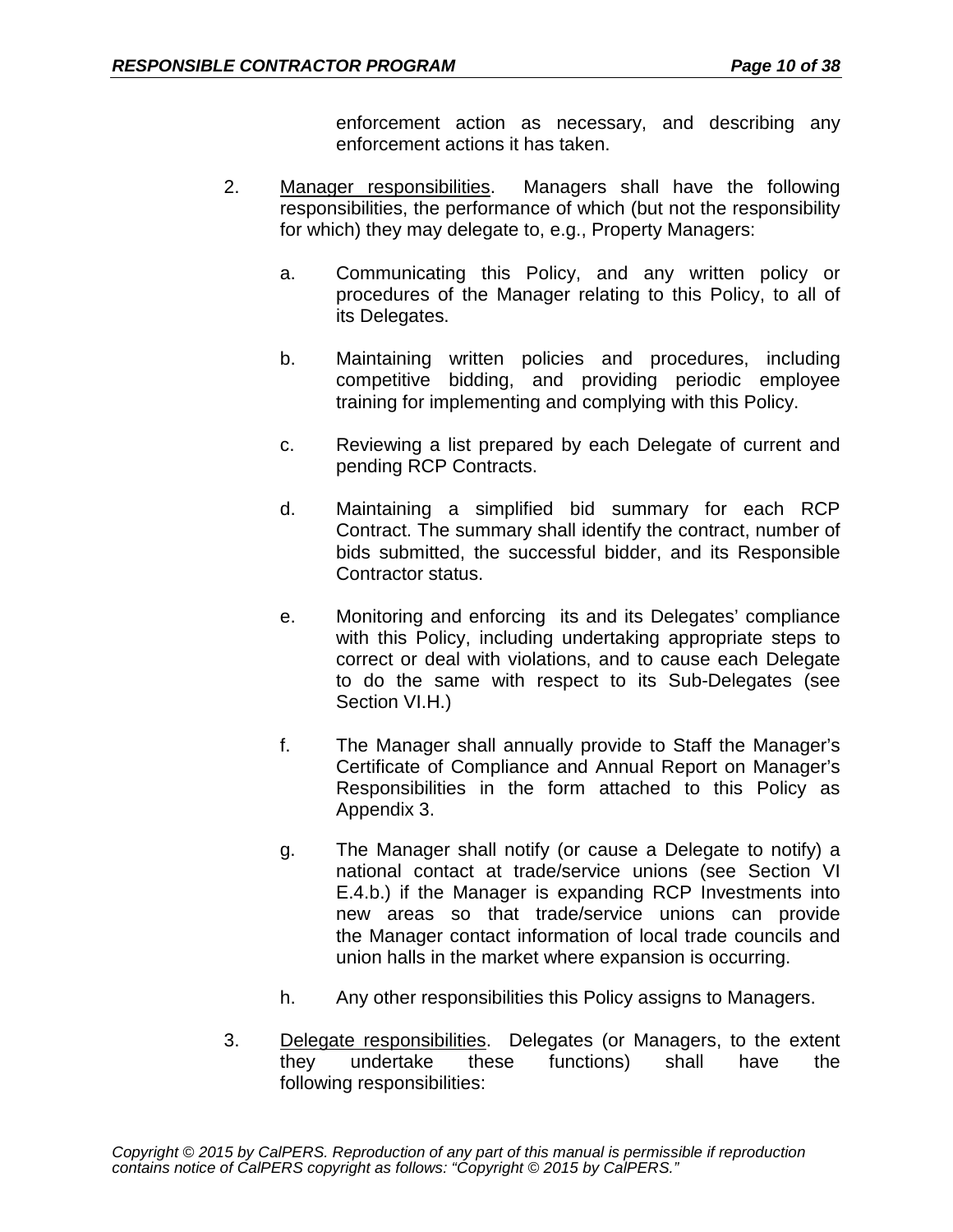enforcement action as necessary, and describing any enforcement actions it has taken.

2. Manager responsibilities. Managers shall have the following responsibilities, the performance of which (but not the responsibility for which) they may delegate to, e.g., Property Managers:

   a. Communicating this Policy, and any written policy or procedures of the Manager relating to this Policy, to all of its Delegates.

   b. Maintaining written policies and procedures, including competitive bidding, and providing periodic employee training for implementing and complying with this Policy.

   c. Reviewing a list prepared by each Delegate of current and pending RCP Contracts.

   d. Maintaining a simplified bid summary for each RCP Contract. The summary shall identify the contract, number of bids submitted, the successful bidder, and its Responsible Contractor status.

   e. Monitoring and enforcing its and its Delegates' compliance with this Policy, including undertaking appropriate steps to correct or deal with violations, and to cause each Delegate to do the same with respect to its Sub-Delegates (see Section VI.H.)

   f. The Manager shall annually provide to Staff the Manager's Certificate of Compliance and Annual Report on Manager's Responsibilities in the form attached to this Policy as Appendix 3.

   g. The Manager shall notify (or cause a Delegate to notify) a national contact at trade/service unions (see Section VI E.4.b.) if the Manager is expanding RCP Investments into new areas so that trade/service unions can provide the Manager contact information of local trade councils and union halls in the market where expansion is occurring.

   h. Any other responsibilities this Policy assigns to Managers.

3. Delegate responsibilities. Delegates (or Managers, to the extent they undertake these functions) shall have the following responsibilities: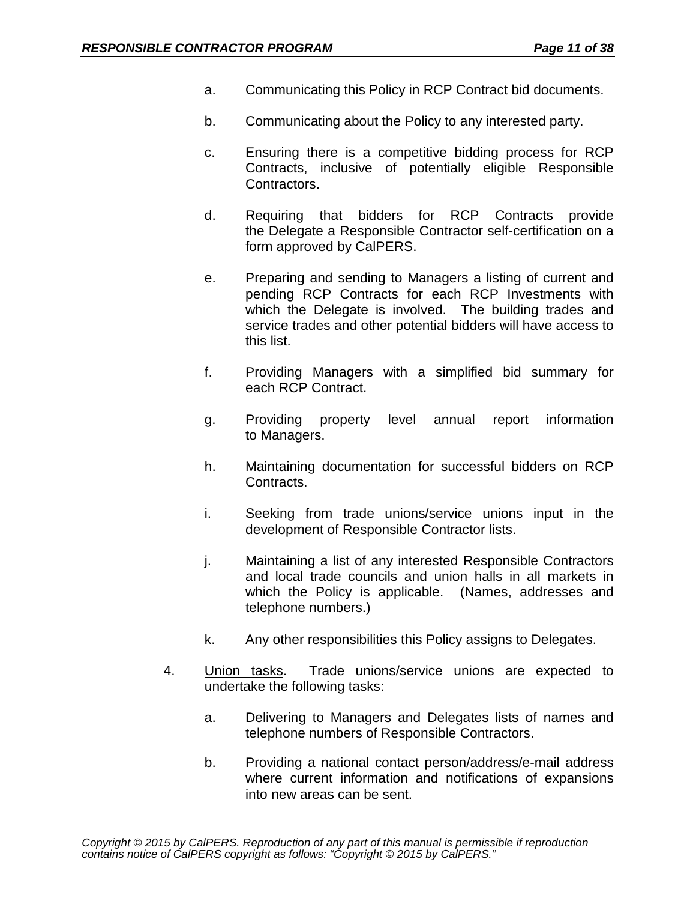a. Communicating this Policy in RCP Contract bid documents.

b. Communicating about the Policy to any interested party.

c. Ensuring there is a competitive bidding process for RCP Contracts, inclusive of potentially eligible Responsible Contractors.

d. Requiring that bidders for RCP Contracts provide the Delegate a Responsible Contractor self-certification on a form approved by CalPERS.

e. Preparing and sending to Managers a listing of current and pending RCP Contracts for each RCP Investments with which the Delegate is involved. The building trades and service trades and other potential bidders will have access to this list.

f. Providing Managers with a simplified bid summary for each RCP Contract.

g. Providing property level annual report information to Managers.

h. Maintaining documentation for successful bidders on RCP Contracts.

i. Seeking from trade unions/service unions input in the development of Responsible Contractor lists.

j. Maintaining a list of any interested Responsible Contractors and local trade councils and union halls in all markets in which the Policy is applicable. (Names, addresses and telephone numbers.)

k. Any other responsibilities this Policy assigns to Delegates.

4. Union tasks. Trade unions/service unions are expected to undertake the following tasks:

   a. Delivering to Managers and Delegates lists of names and telephone numbers of Responsible Contractors.

   b. Providing a national contact person/address/e-mail address where current information and notifications of expansions into new areas can be sent.

*Copyright © 2015 by CalPERS. Reproduction of any part of this manual is permissible if reproduction contains notice of CalPERS copyright as follows: “Copyright © 2015 by CalPERS.”*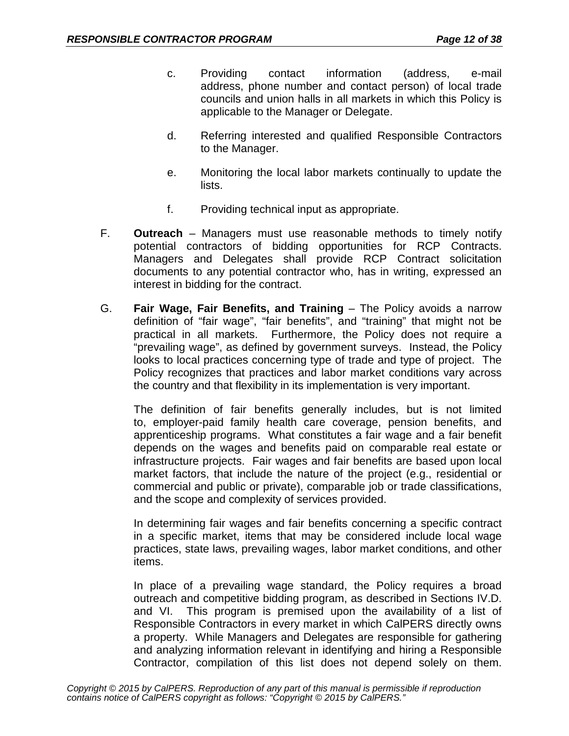c. Providing contact information (address, e-mail address, phone number and contact person) of local trade councils and union halls in all markets in which this Policy is applicable to the Manager or Delegate.

d. Referring interested and qualified Responsible Contractors to the Manager.

e. Monitoring the local labor markets continually to update the lists.

f. Providing technical input as appropriate.

F. **Outreach** – Managers must use reasonable methods to timely notify potential contractors of bidding opportunities for RCP Contracts. Managers and Delegates shall provide RCP Contract solicitation documents to any potential contractor who, has in writing, expressed an interest in bidding for the contract.

G. **Fair Wage, Fair Benefits, and Training** – The Policy avoids a narrow definition of “fair wage”, “fair benefits”, and “training” that might not be practical in all markets. Furthermore, the Policy does not require a “prevailing wage”, as defined by government surveys. Instead, the Policy looks to local practices concerning type of trade and type of project. The Policy recognizes that practices and labor market conditions vary across the country and that flexibility in its implementation is very important.

The definition of fair benefits generally includes, but is not limited to, employer-paid family health care coverage, pension benefits, and apprenticeship programs. What constitutes a fair wage and a fair benefit depends on the wages and benefits paid on comparable real estate or infrastructure projects. Fair wages and fair benefits are based upon local market factors, that include the nature of the project (e.g., residential or commercial and public or private), comparable job or trade classifications, and the scope and complexity of services provided.

In determining fair wages and fair benefits concerning a specific contract in a specific market, items that may be considered include local wage practices, state laws, prevailing wages, labor market conditions, and other items.

In place of a prevailing wage standard, the Policy requires a broad outreach and competitive bidding program, as described in Sections IV.D. and VI. This program is premised upon the availability of a list of Responsible Contractors in every market in which CalPERS directly owns a property. While Managers and Delegates are responsible for gathering and analyzing information relevant in identifying and hiring a Responsible Contractor, compilation of this list does not depend solely on them.

*Copyright © 2015 by CalPERS. Reproduction of any part of this manual is permissible if reproduction contains notice of CalPERS copyright as follows: “Copyright © 2015 by CalPERS.”*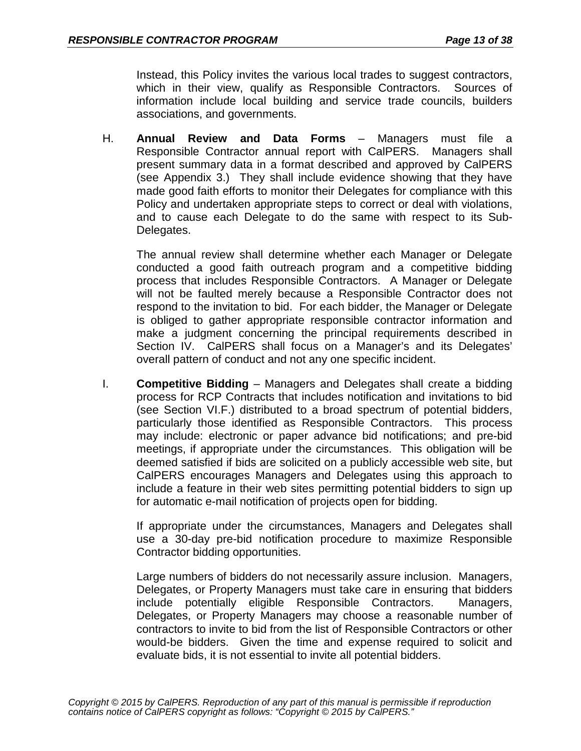Instead, this Policy invites the various local trades to suggest contractors, which in their view, qualify as Responsible Contractors. Sources of information include local building and service trade councils, builders associations, and governments.

H. **Annual Review and Data Forms** – Managers must file a Responsible Contractor annual report with CalPERS. Managers shall present summary data in a format described and approved by CalPERS (see Appendix 3.) They shall include evidence showing that they have made good faith efforts to monitor their Delegates for compliance with this Policy and undertaken appropriate steps to correct or deal with violations, and to cause each Delegate to do the same with respect to its Sub-Delegates.

The annual review shall determine whether each Manager or Delegate conducted a good faith outreach program and a competitive bidding process that includes Responsible Contractors. A Manager or Delegate will not be faulted merely because a Responsible Contractor does not respond to the invitation to bid. For each bidder, the Manager or Delegate is obliged to gather appropriate responsible contractor information and make a judgment concerning the principal requirements described in Section IV. CalPERS shall focus on a Manager's and its Delegates' overall pattern of conduct and not any one specific incident.

I. **Competitive Bidding** – Managers and Delegates shall create a bidding process for RCP Contracts that includes notification and invitations to bid (see Section VI.F.) distributed to a broad spectrum of potential bidders, particularly those identified as Responsible Contractors. This process may include: electronic or paper advance bid notifications; and pre-bid meetings, if appropriate under the circumstances. This obligation will be deemed satisfied if bids are solicited on a publicly accessible web site, but CalPERS encourages Managers and Delegates using this approach to include a feature in their web sites permitting potential bidders to sign up for automatic e-mail notification of projects open for bidding.

If appropriate under the circumstances, Managers and Delegates shall use a 30-day pre-bid notification procedure to maximize Responsible Contractor bidding opportunities.

Large numbers of bidders do not necessarily assure inclusion. Managers, Delegates, or Property Managers must take care in ensuring that bidders include potentially eligible Responsible Contractors. Managers, Delegates, or Property Managers may choose a reasonable number of contractors to invite to bid from the list of Responsible Contractors or other would-be bidders. Given the time and expense required to solicit and evaluate bids, it is not essential to invite all potential bidders.

*Copyright © 2015 by CalPERS. Reproduction of any part of this manual is permissible if reproduction contains notice of CalPERS copyright as follows: "Copyright © 2015 by CalPERS."*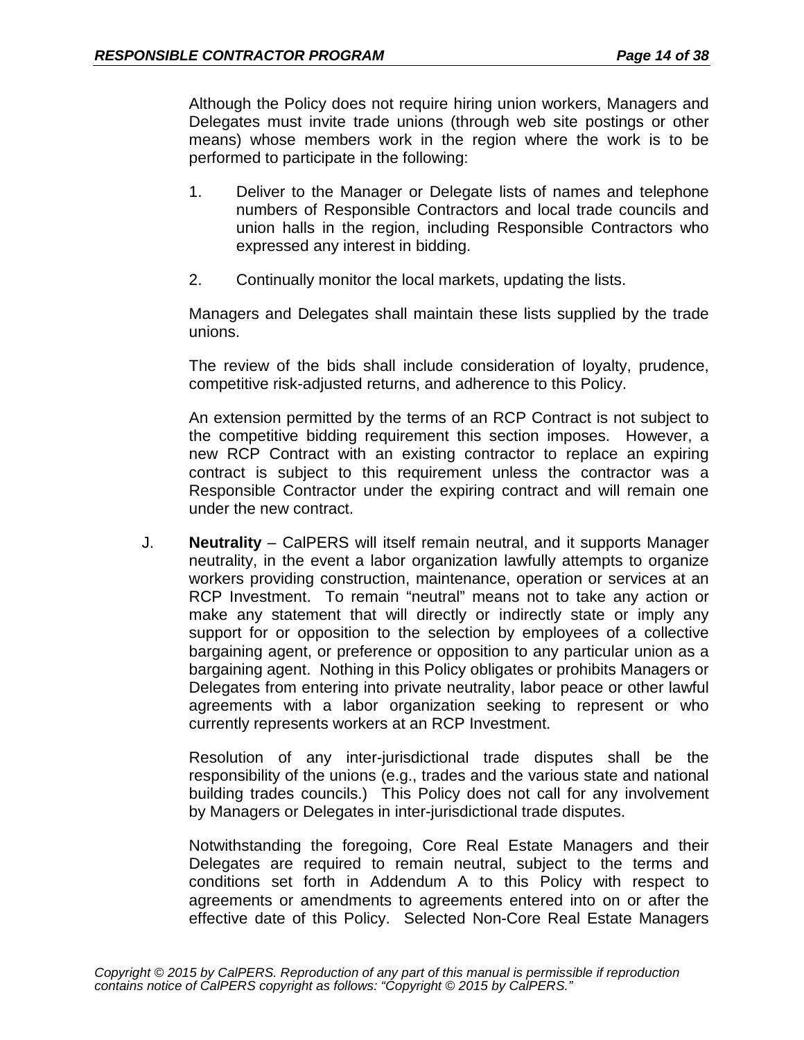Although the Policy does not require hiring union workers, Managers and Delegates must invite trade unions (through web site postings or other means) whose members work in the region where the work is to be performed to participate in the following:

1. Deliver to the Manager or Delegate lists of names and telephone numbers of Responsible Contractors and local trade councils and union halls in the region, including Responsible Contractors who expressed any interest in bidding.

2. Continually monitor the local markets, updating the lists.

Managers and Delegates shall maintain these lists supplied by the trade unions.

The review of the bids shall include consideration of loyalty, prudence, competitive risk-adjusted returns, and adherence to this Policy.

An extension permitted by the terms of an RCP Contract is not subject to the competitive bidding requirement this section imposes. However, a new RCP Contract with an existing contractor to replace an expiring contract is subject to this requirement unless the contractor was a Responsible Contractor under the expiring contract and will remain one under the new contract.

J. **Neutrality** – CalPERS will itself remain neutral, and it supports Manager neutrality, in the event a labor organization lawfully attempts to organize workers providing construction, maintenance, operation or services at an RCP Investment. To remain "neutral" means not to take any action or make any statement that will directly or indirectly state or imply any support for or opposition to the selection by employees of a collective bargaining agent, or preference or opposition to any particular union as a bargaining agent. Nothing in this Policy obligates or prohibits Managers or Delegates from entering into private neutrality, labor peace or other lawful agreements with a labor organization seeking to represent or who currently represents workers at an RCP Investment.

Resolution of any inter-jurisdictional trade disputes shall be the responsibility of the unions (e.g., trades and the various state and national building trades councils.) This Policy does not call for any involvement by Managers or Delegates in inter-jurisdictional trade disputes.

Notwithstanding the foregoing, Core Real Estate Managers and their Delegates are required to remain neutral, subject to the terms and conditions set forth in Addendum A to this Policy with respect to agreements or amendments to agreements entered into on or after the effective date of this Policy. Selected Non-Core Real Estate Managers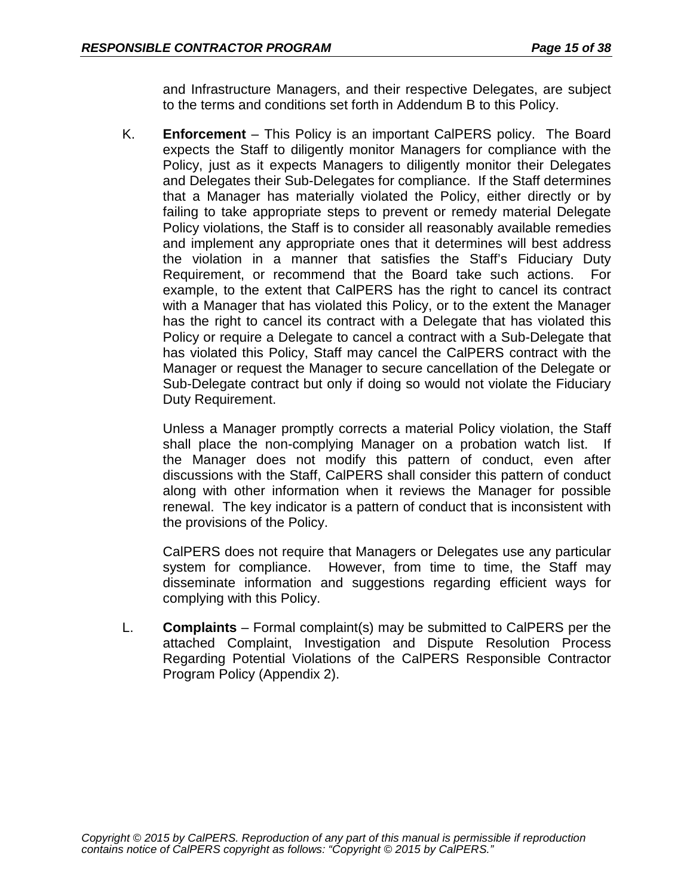and Infrastructure Managers, and their respective Delegates, are subject to the terms and conditions set forth in Addendum B to this Policy.

K. **Enforcement** – This Policy is an important CalPERS policy. The Board expects the Staff to diligently monitor Managers for compliance with the Policy, just as it expects Managers to diligently monitor their Delegates and Delegates their Sub-Delegates for compliance. If the Staff determines that a Manager has materially violated the Policy, either directly or by failing to take appropriate steps to prevent or remedy material Delegate Policy violations, the Staff is to consider all reasonably available remedies and implement any appropriate ones that it determines will best address the violation in a manner that satisfies the Staff's Fiduciary Duty Requirement, or recommend that the Board take such actions. For example, to the extent that CalPERS has the right to cancel its contract with a Manager that has violated this Policy, or to the extent the Manager has the right to cancel its contract with a Delegate that has violated this Policy or require a Delegate to cancel a contract with a Sub-Delegate that has violated this Policy, Staff may cancel the CalPERS contract with the Manager or request the Manager to secure cancellation of the Delegate or Sub-Delegate contract but only if doing so would not violate the Fiduciary Duty Requirement.

Unless a Manager promptly corrects a material Policy violation, the Staff shall place the non-complying Manager on a probation watch list. If the Manager does not modify this pattern of conduct, even after discussions with the Staff, CalPERS shall consider this pattern of conduct along with other information when it reviews the Manager for possible renewal. The key indicator is a pattern of conduct that is inconsistent with the provisions of the Policy.

CalPERS does not require that Managers or Delegates use any particular system for compliance. However, from time to time, the Staff may disseminate information and suggestions regarding efficient ways for complying with this Policy.

L. **Complaints** – Formal complaint(s) may be submitted to CalPERS per the attached Complaint, Investigation and Dispute Resolution Process Regarding Potential Violations of the CalPERS Responsible Contractor Program Policy (Appendix 2).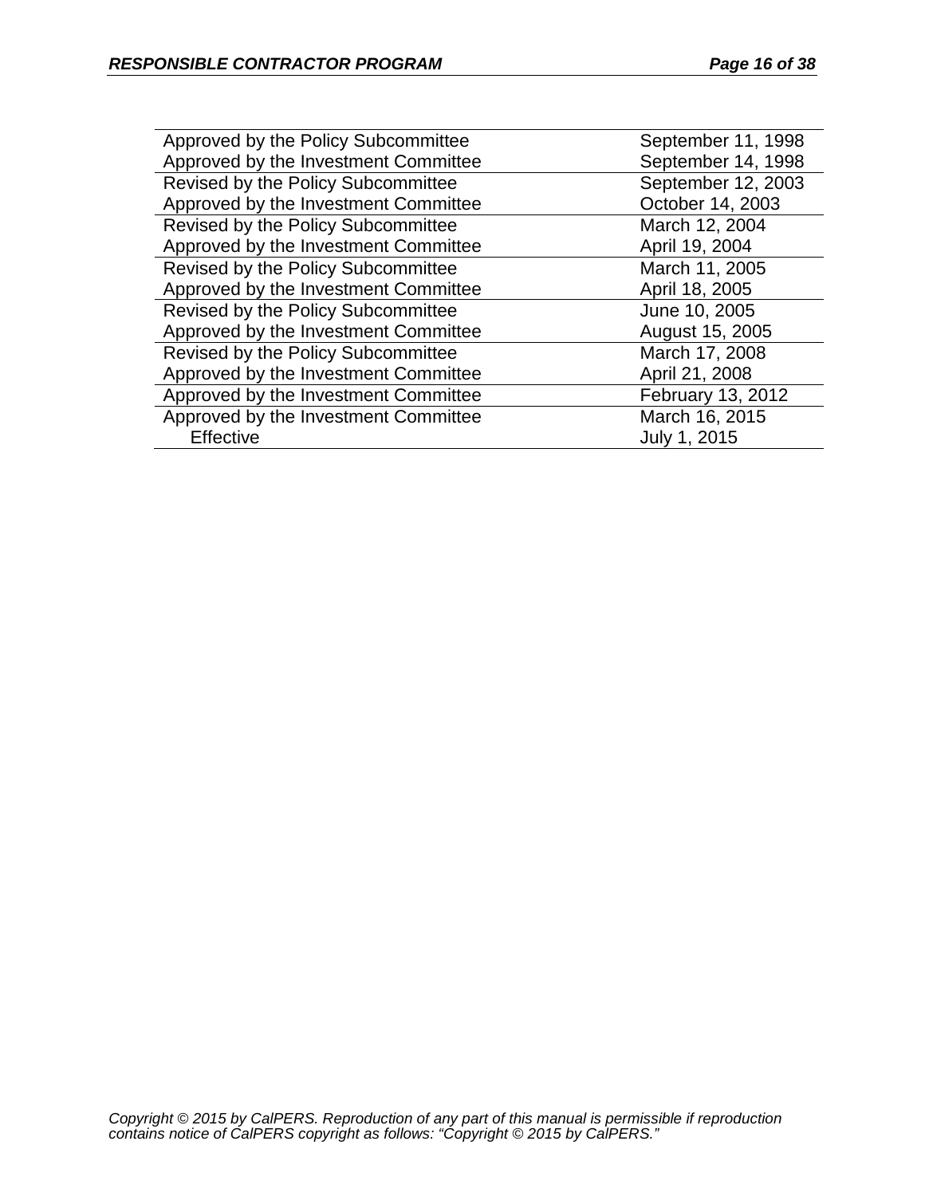| | |
|---|---|
| Approved by the Policy Subcommittee | September 11, 1998 |
| Approved by the Investment Committee | September 14, 1998 |
| Revised by the Policy Subcommittee | September 12, 2003 |
| Approved by the Investment Committee | October 14, 2003 |
| Revised by the Policy Subcommittee | March 12, 2004 |
| Approved by the Investment Committee | April 19, 2004 |
| Revised by the Policy Subcommittee | March 11, 2005 |
| Approved by the Investment Committee | April 18, 2005 |
| Revised by the Policy Subcommittee | June 10, 2005 |
| Approved by the Investment Committee | August 15, 2005 |
| Revised by the Policy Subcommittee | March 17, 2008 |
| Approved by the Investment Committee | April 21, 2008 |
| Approved by the Investment Committee | February 13, 2012 |
| Approved by the Investment Committee | March 16, 2015 |
| Effective | July 1, 2015 |

*Copyright © 2015 by CalPERS. Reproduction of any part of this manual is permissible if reproduction contains notice of CalPERS copyright as follows: "Copyright © 2015 by CalPERS."*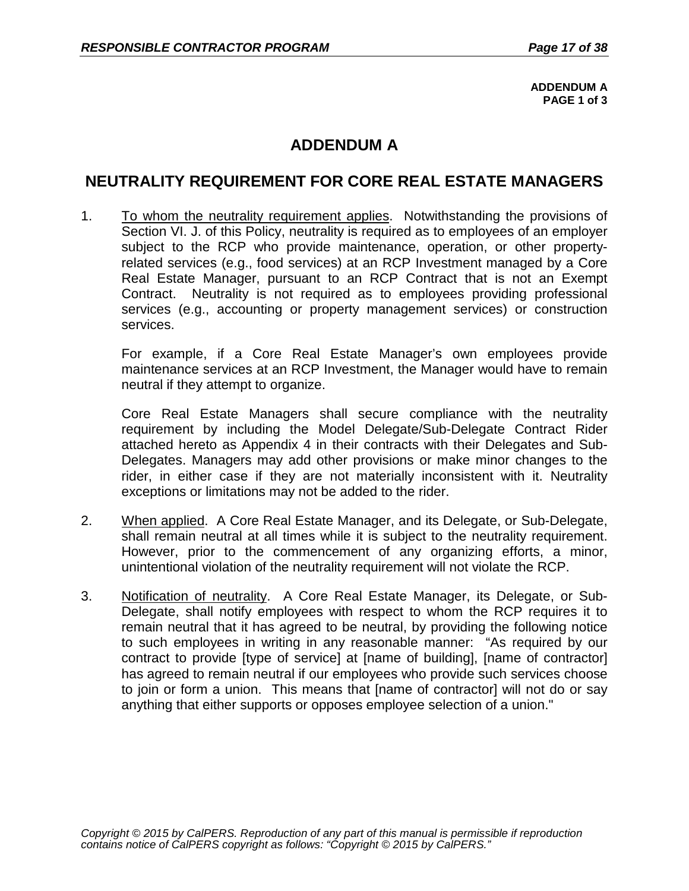ADDENDUM A
PAGE 1 of 3

# ADDENDUM A

## NEUTRALITY REQUIREMENT FOR CORE REAL ESTATE MANAGERS

1. To whom the neutrality requirement applies. Notwithstanding the provisions of Section VI. J. of this Policy, neutrality is required as to employees of an employer subject to the RCP who provide maintenance, operation, or other property-related services (e.g., food services) at an RCP Investment managed by a Core Real Estate Manager, pursuant to an RCP Contract that is not an Exempt Contract. Neutrality is not required as to employees providing professional services (e.g., accounting or property management services) or construction services.

   For example, if a Core Real Estate Manager's own employees provide maintenance services at an RCP Investment, the Manager would have to remain neutral if they attempt to organize.

   Core Real Estate Managers shall secure compliance with the neutrality requirement by including the Model Delegate/Sub-Delegate Contract Rider attached hereto as Appendix 4 in their contracts with their Delegates and Sub-Delegates. Managers may add other provisions or make minor changes to the rider, in either case if they are not materially inconsistent with it. Neutrality exceptions or limitations may not be added to the rider.

2. When applied. A Core Real Estate Manager, and its Delegate, or Sub-Delegate, shall remain neutral at all times while it is subject to the neutrality requirement. However, prior to the commencement of any organizing efforts, a minor, unintentional violation of the neutrality requirement will not violate the RCP.

3. Notification of neutrality. A Core Real Estate Manager, its Delegate, or Sub-Delegate, shall notify employees with respect to whom the RCP requires it to remain neutral that it has agreed to be neutral, by providing the following notice to such employees in writing in any reasonable manner: "As required by our contract to provide [type of service] at [name of building], [name of contractor] has agreed to remain neutral if our employees who provide such services choose to join or form a union. This means that [name of contractor] will not do or say anything that either supports or opposes employee selection of a union."

*Copyright © 2015 by CalPERS. Reproduction of any part of this manual is permissible if reproduction contains notice of CalPERS copyright as follows: "Copyright © 2015 by CalPERS."*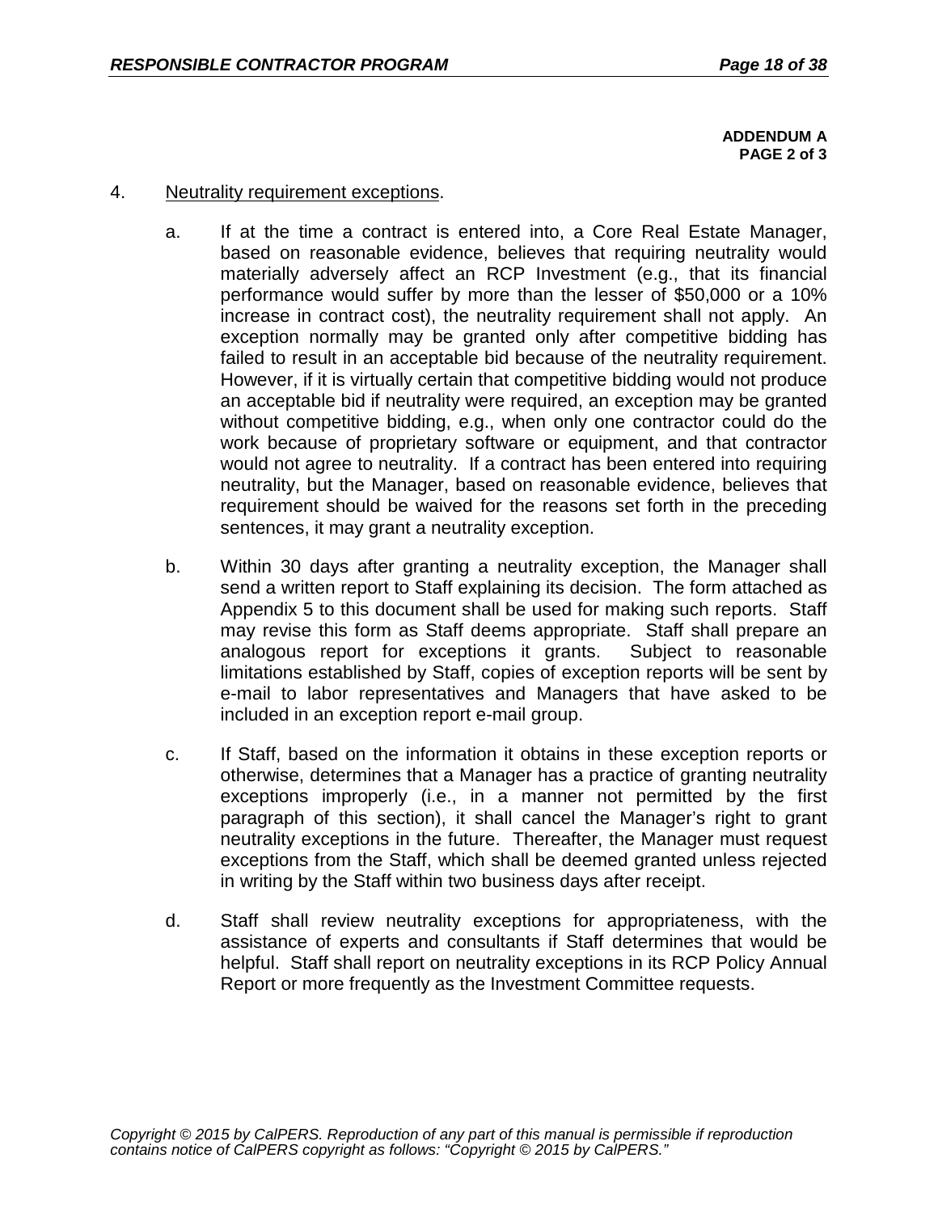**ADDENDUM A**
**PAGE 2 of 3**

4. Neutrality requirement exceptions.

   a. If at the time a contract is entered into, a Core Real Estate Manager, based on reasonable evidence, believes that requiring neutrality would materially adversely affect an RCP Investment (e.g., that its financial performance would suffer by more than the lesser of $50,000 or a 10% increase in contract cost), the neutrality requirement shall not apply. An exception normally may be granted only after competitive bidding has failed to result in an acceptable bid because of the neutrality requirement. However, if it is virtually certain that competitive bidding would not produce an acceptable bid if neutrality were required, an exception may be granted without competitive bidding, e.g., when only one contractor could do the work because of proprietary software or equipment, and that contractor would not agree to neutrality. If a contract has been entered into requiring neutrality, but the Manager, based on reasonable evidence, believes that requirement should be waived for the reasons set forth in the preceding sentences, it may grant a neutrality exception.

   b. Within 30 days after granting a neutrality exception, the Manager shall send a written report to Staff explaining its decision. The form attached as Appendix 5 to this document shall be used for making such reports. Staff may revise this form as Staff deems appropriate. Staff shall prepare an analogous report for exceptions it grants. Subject to reasonable limitations established by Staff, copies of exception reports will be sent by e-mail to labor representatives and Managers that have asked to be included in an exception report e-mail group.

   c. If Staff, based on the information it obtains in these exception reports or otherwise, determines that a Manager has a practice of granting neutrality exceptions improperly (i.e., in a manner not permitted by the first paragraph of this section), it shall cancel the Manager's right to grant neutrality exceptions in the future. Thereafter, the Manager must request exceptions from the Staff, which shall be deemed granted unless rejected in writing by the Staff within two business days after receipt.

   d. Staff shall review neutrality exceptions for appropriateness, with the assistance of experts and consultants if Staff determines that would be helpful. Staff shall report on neutrality exceptions in its RCP Policy Annual Report or more frequently as the Investment Committee requests.

*Copyright © 2015 by CalPERS. Reproduction of any part of this manual is permissible if reproduction contains notice of CalPERS copyright as follows: "Copyright © 2015 by CalPERS."*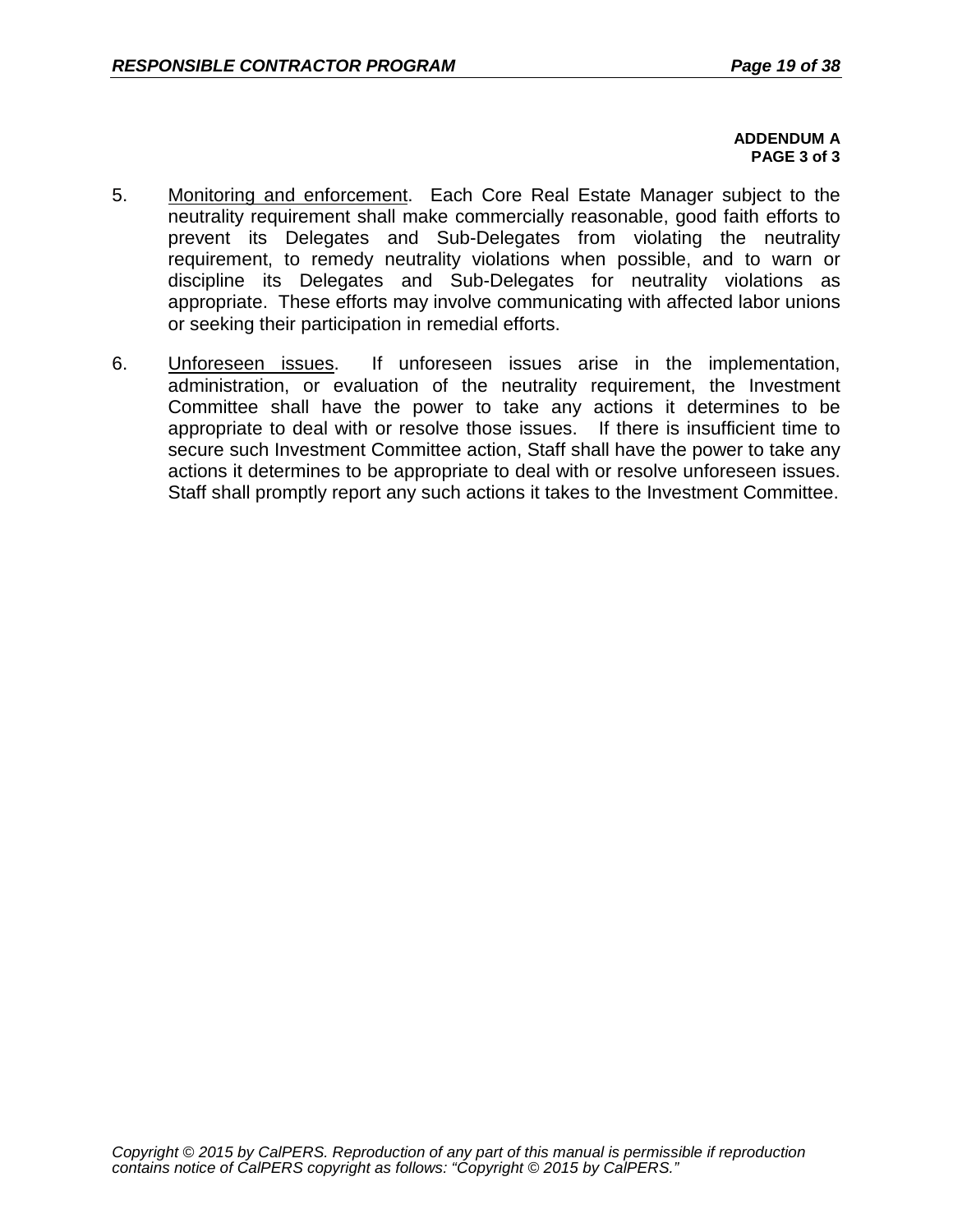**ADDENDUM A**
**PAGE 3 of 3**

5. Monitoring and enforcement. Each Core Real Estate Manager subject to the neutrality requirement shall make commercially reasonable, good faith efforts to prevent its Delegates and Sub-Delegates from violating the neutrality requirement, to remedy neutrality violations when possible, and to warn or discipline its Delegates and Sub-Delegates for neutrality violations as appropriate. These efforts may involve communicating with affected labor unions or seeking their participation in remedial efforts.

6. Unforeseen issues. If unforeseen issues arise in the implementation, administration, or evaluation of the neutrality requirement, the Investment Committee shall have the power to take any actions it determines to be appropriate to deal with or resolve those issues. If there is insufficient time to secure such Investment Committee action, Staff shall have the power to take any actions it determines to be appropriate to deal with or resolve unforeseen issues. Staff shall promptly report any such actions it takes to the Investment Committee.

*Copyright © 2015 by CalPERS. Reproduction of any part of this manual is permissible if reproduction contains notice of CalPERS copyright as follows: "Copyright © 2015 by CalPERS."*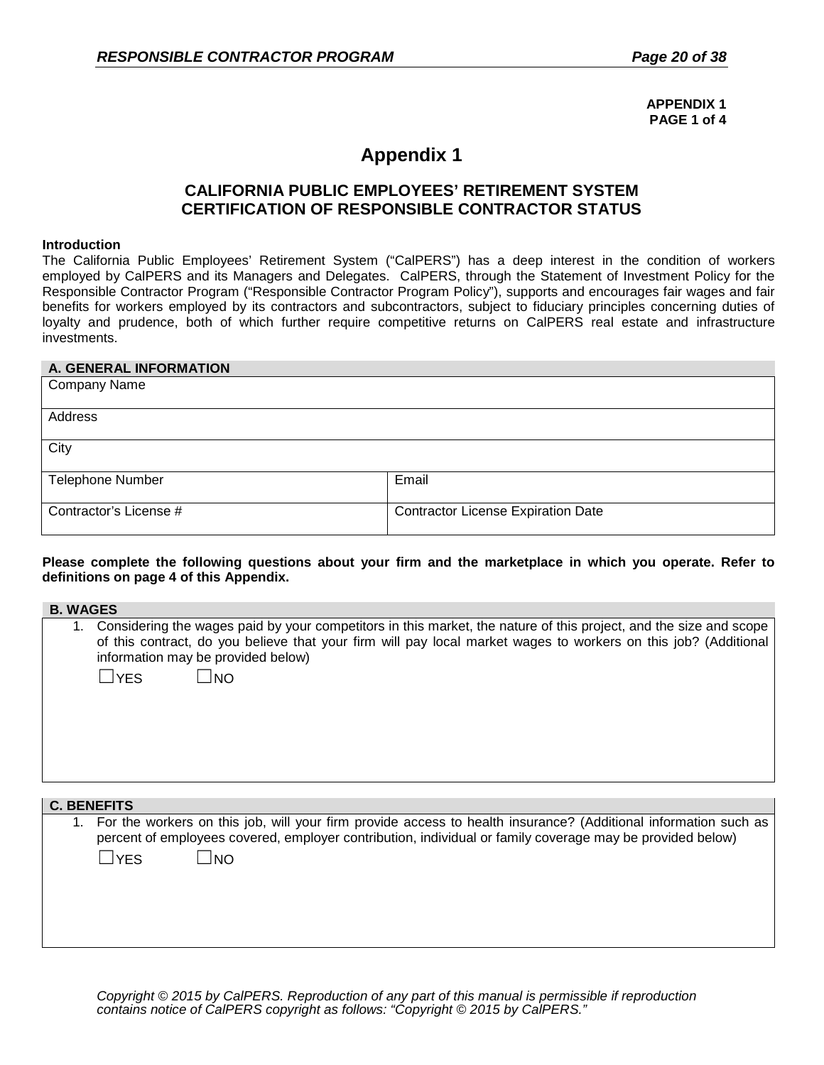**APPENDIX 1**
**PAGE 1 of 4**

# Appendix 1

## CALIFORNIA PUBLIC EMPLOYEES' RETIREMENT SYSTEM
## CERTIFICATION OF RESPONSIBLE CONTRACTOR STATUS

**Introduction**

The California Public Employees' Retirement System ("CalPERS") has a deep interest in the condition of workers employed by CalPERS and its Managers and Delegates. CalPERS, through the Statement of Investment Policy for the Responsible Contractor Program ("Responsible Contractor Program Policy"), supports and encourages fair wages and fair benefits for workers employed by its contractors and subcontractors, subject to fiduciary principles concerning duties of loyalty and prudence, both of which further require competitive returns on CalPERS real estate and infrastructure investments.

| A. GENERAL INFORMATION | |
|---|---|
| Company Name | |
| Address | |
| City | |
| Telephone Number | Email |
| Contractor's License # | Contractor License Expiration Date |

**Please complete the following questions about your firm and the marketplace in which you operate. Refer to definitions on page 4 of this Appendix.**

**B. WAGES**

1. Considering the wages paid by your competitors in this market, the nature of this project, and the size and scope of this contract, do you believe that your firm will pay local market wages to workers on this job? (Additional information may be provided below)

   ☐YES ☐NO

**C. BENEFITS**

1. For the workers on this job, will your firm provide access to health insurance? (Additional information such as percent of employees covered, employer contribution, individual or family coverage may be provided below)

   ☐YES ☐NO

*Copyright © 2015 by CalPERS. Reproduction of any part of this manual is permissible if reproduction contains notice of CalPERS copyright as follows: "Copyright © 2015 by CalPERS."*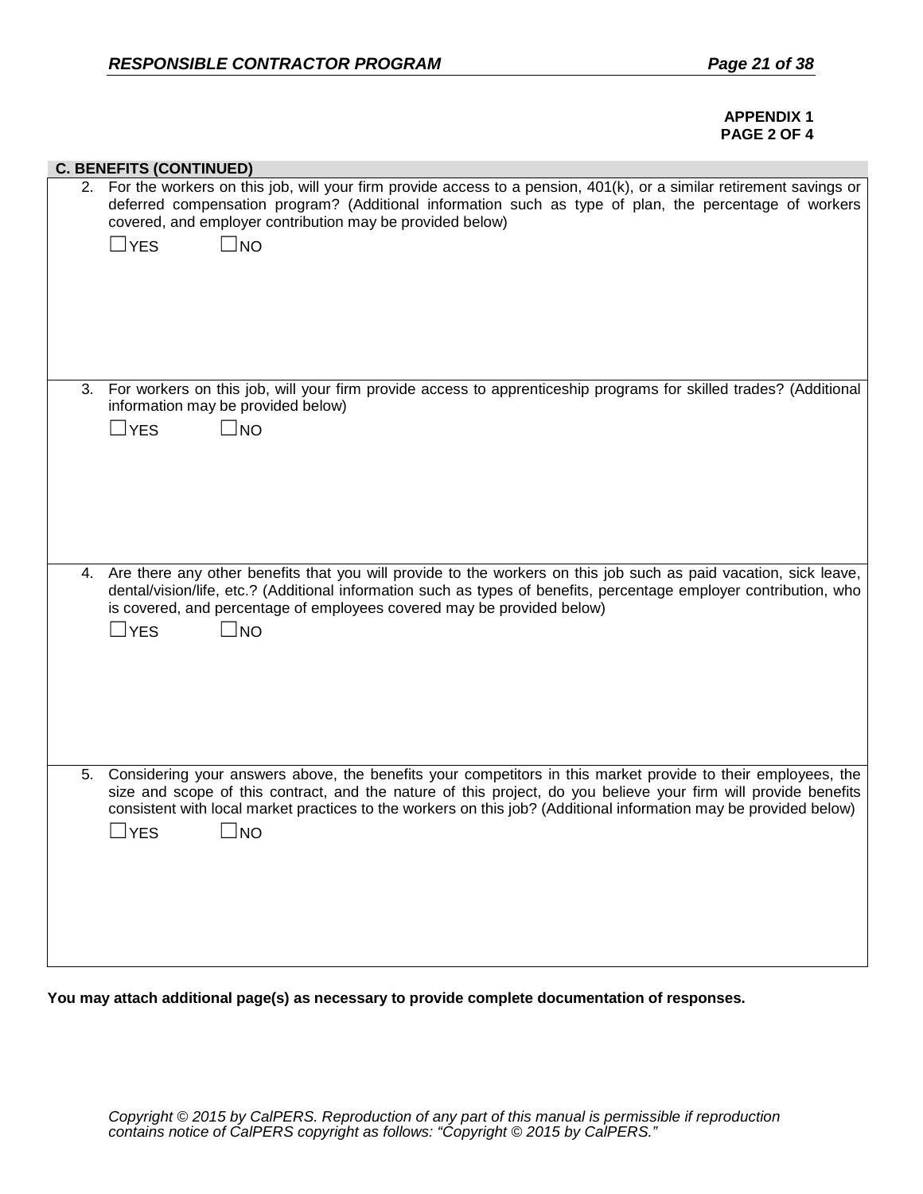**APPENDIX 1**
**PAGE 2 OF 4**

### C. BENEFITS (CONTINUED)

2. For the workers on this job, will your firm provide access to a pension, 401(k), or a similar retirement savings or deferred compensation program? (Additional information such as type of plan, the percentage of workers covered, and employer contribution may be provided below)

   ☐YES ☐NO

3. For workers on this job, will your firm provide access to apprenticeship programs for skilled trades? (Additional information may be provided below)

   ☐YES ☐NO

4. Are there any other benefits that you will provide to the workers on this job such as paid vacation, sick leave, dental/vision/life, etc.? (Additional information such as types of benefits, percentage employer contribution, who is covered, and percentage of employees covered may be provided below)

   ☐YES ☐NO

5. Considering your answers above, the benefits your competitors in this market provide to their employees, the size and scope of this contract, and the nature of this project, do you believe your firm will provide benefits consistent with local market practices to the workers on this job? (Additional information may be provided below)

   ☐YES ☐NO

**You may attach additional page(s) as necessary to provide complete documentation of responses.**

*Copyright © 2015 by CalPERS. Reproduction of any part of this manual is permissible if reproduction contains notice of CalPERS copyright as follows: "Copyright © 2015 by CalPERS."*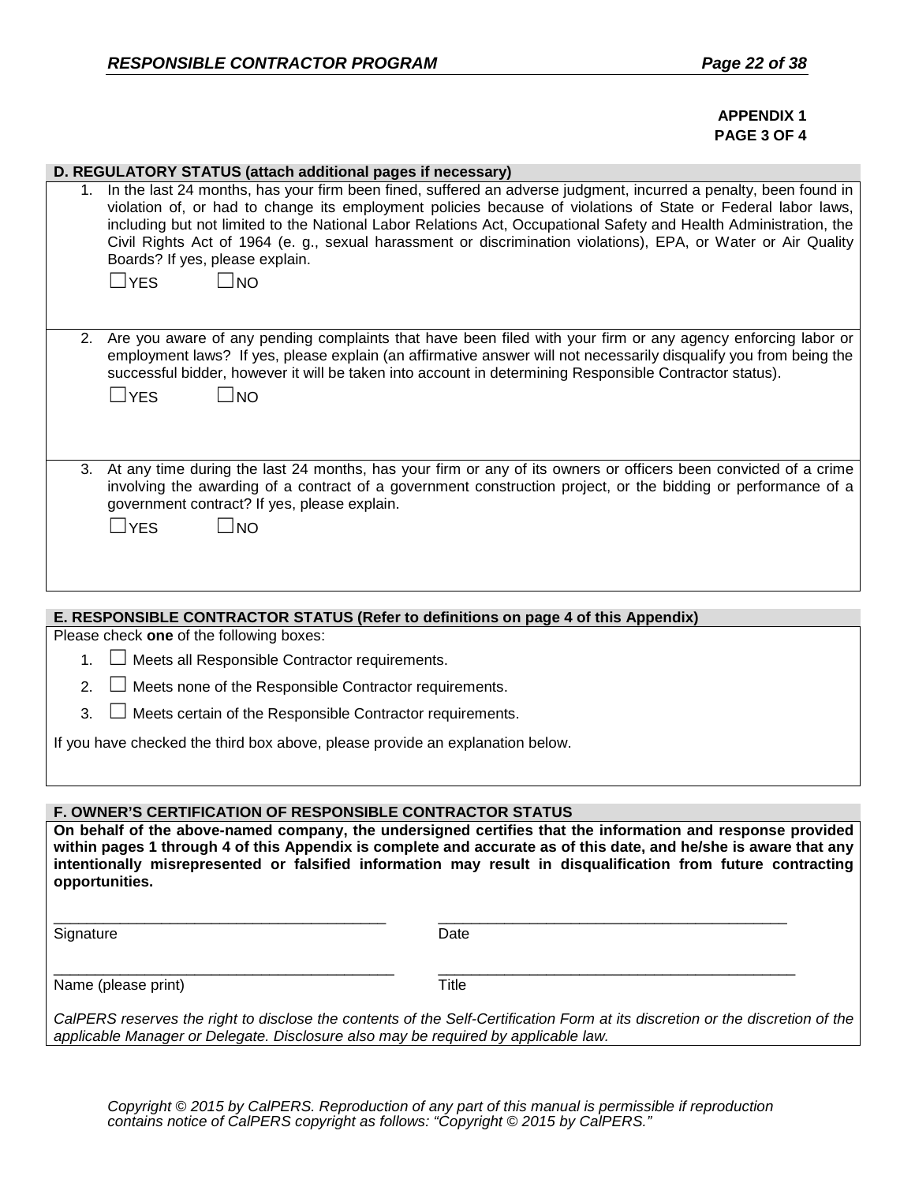**APPENDIX 1**
**PAGE 3 OF 4**

## D. REGULATORY STATUS (attach additional pages if necessary)

1. In the last 24 months, has your firm been fined, suffered an adverse judgment, incurred a penalty, been found in violation of, or had to change its employment policies because of violations of State or Federal labor laws, including but not limited to the National Labor Relations Act, Occupational Safety and Health Administration, the Civil Rights Act of 1964 (e. g., sexual harassment or discrimination violations), EPA, or Water or Air Quality Boards? If yes, please explain.

   ☐YES ☐NO

2. Are you aware of any pending complaints that have been filed with your firm or any agency enforcing labor or employment laws? If yes, please explain (an affirmative answer will not necessarily disqualify you from being the successful bidder, however it will be taken into account in determining Responsible Contractor status).

   ☐YES ☐NO

3. At any time during the last 24 months, has your firm or any of its owners or officers been convicted of a crime involving the awarding of a contract of a government construction project, or the bidding or performance of a government contract? If yes, please explain.

   ☐YES ☐NO

## E. RESPONSIBLE CONTRACTOR STATUS (Refer to definitions on page 4 of this Appendix)

Please check **one** of the following boxes:

1. ☐ Meets all Responsible Contractor requirements.
2. ☐ Meets none of the Responsible Contractor requirements.
3. ☐ Meets certain of the Responsible Contractor requirements.

If you have checked the third box above, please provide an explanation below.

## F. OWNER'S CERTIFICATION OF RESPONSIBLE CONTRACTOR STATUS

**On behalf of the above-named company, the undersigned certifies that the information and response provided within pages 1 through 4 of this Appendix is complete and accurate as of this date, and he/she is aware that any intentionally misrepresented or falsified information may result in disqualification from future contracting opportunities.**

| ________________________________________ | ________________________________________ |
|---|---|
| Signature | Date |
| ________________________________________ | ________________________________________ |
| Name (please print) | Title |

*CalPERS reserves the right to disclose the contents of the Self-Certification Form at its discretion or the discretion of the applicable Manager or Delegate. Disclosure also may be required by applicable law.*

*Copyright © 2015 by CalPERS. Reproduction of any part of this manual is permissible if reproduction contains notice of CalPERS copyright as follows: "Copyright © 2015 by CalPERS."*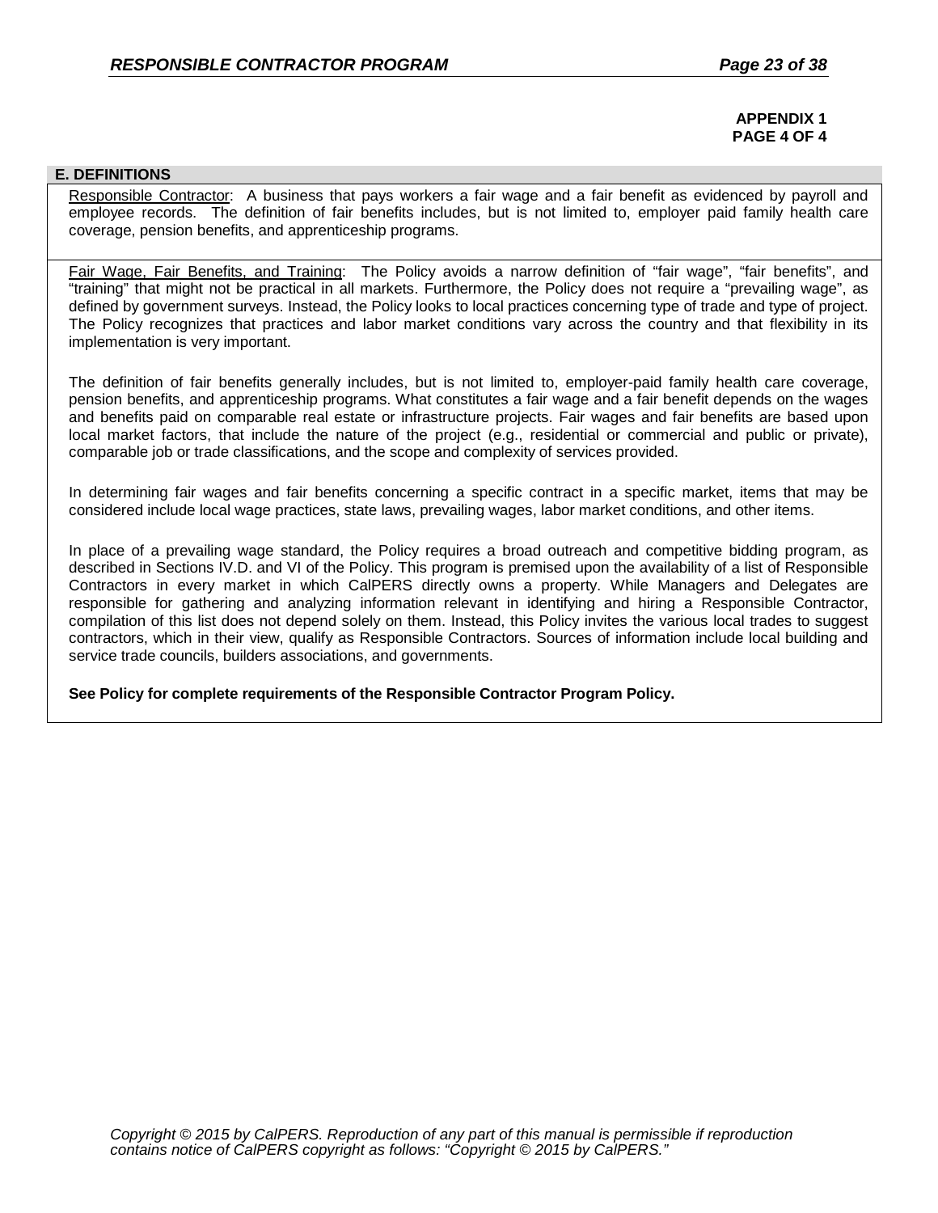**APPENDIX 1**
**PAGE 4 OF 4**

## E. DEFINITIONS

Responsible Contractor: A business that pays workers a fair wage and a fair benefit as evidenced by payroll and employee records. The definition of fair benefits includes, but is not limited to, employer paid family health care coverage, pension benefits, and apprenticeship programs.

Fair Wage, Fair Benefits, and Training: The Policy avoids a narrow definition of "fair wage", "fair benefits", and "training" that might not be practical in all markets. Furthermore, the Policy does not require a "prevailing wage", as defined by government surveys. Instead, the Policy looks to local practices concerning type of trade and type of project. The Policy recognizes that practices and labor market conditions vary across the country and that flexibility in its implementation is very important.

The definition of fair benefits generally includes, but is not limited to, employer-paid family health care coverage, pension benefits, and apprenticeship programs. What constitutes a fair wage and a fair benefit depends on the wages and benefits paid on comparable real estate or infrastructure projects. Fair wages and fair benefits are based upon local market factors, that include the nature of the project (e.g., residential or commercial and public or private), comparable job or trade classifications, and the scope and complexity of services provided.

In determining fair wages and fair benefits concerning a specific contract in a specific market, items that may be considered include local wage practices, state laws, prevailing wages, labor market conditions, and other items.

In place of a prevailing wage standard, the Policy requires a broad outreach and competitive bidding program, as described in Sections IV.D. and VI of the Policy. This program is premised upon the availability of a list of Responsible Contractors in every market in which CalPERS directly owns a property. While Managers and Delegates are responsible for gathering and analyzing information relevant in identifying and hiring a Responsible Contractor, compilation of this list does not depend solely on them. Instead, this Policy invites the various local trades to suggest contractors, which in their view, qualify as Responsible Contractors. Sources of information include local building and service trade councils, builders associations, and governments.

**See Policy for complete requirements of the Responsible Contractor Program Policy.**

*Copyright © 2015 by CalPERS. Reproduction of any part of this manual is permissible if reproduction contains notice of CalPERS copyright as follows: "Copyright © 2015 by CalPERS."*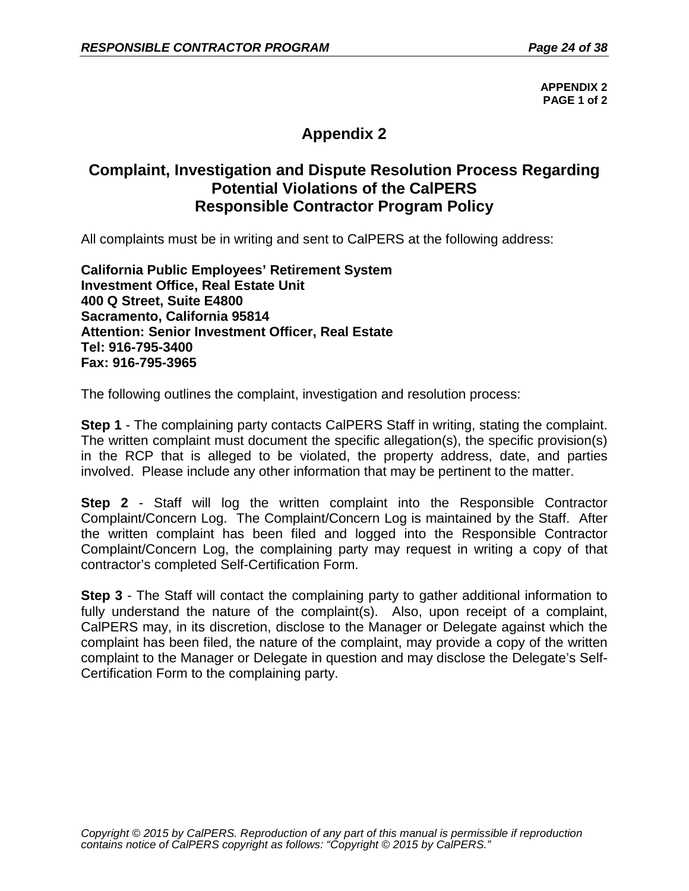**APPENDIX 2**
**PAGE 1 of 2**

# Appendix 2

## Complaint, Investigation and Dispute Resolution Process Regarding Potential Violations of the CalPERS Responsible Contractor Program Policy

All complaints must be in writing and sent to CalPERS at the following address:

**California Public Employees' Retirement System**
**Investment Office, Real Estate Unit**
**400 Q Street, Suite E4800**
**Sacramento, California 95814**
**Attention: Senior Investment Officer, Real Estate**
**Tel: 916-795-3400**
**Fax: 916-795-3965**

The following outlines the complaint, investigation and resolution process:

**Step 1** - The complaining party contacts CalPERS Staff in writing, stating the complaint. The written complaint must document the specific allegation(s), the specific provision(s) in the RCP that is alleged to be violated, the property address, date, and parties involved. Please include any other information that may be pertinent to the matter.

**Step 2** - Staff will log the written complaint into the Responsible Contractor Complaint/Concern Log. The Complaint/Concern Log is maintained by the Staff. After the written complaint has been filed and logged into the Responsible Contractor Complaint/Concern Log, the complaining party may request in writing a copy of that contractor's completed Self-Certification Form.

**Step 3** - The Staff will contact the complaining party to gather additional information to fully understand the nature of the complaint(s). Also, upon receipt of a complaint, CalPERS may, in its discretion, disclose to the Manager or Delegate against which the complaint has been filed, the nature of the complaint, may provide a copy of the written complaint to the Manager or Delegate in question and may disclose the Delegate's Self-Certification Form to the complaining party.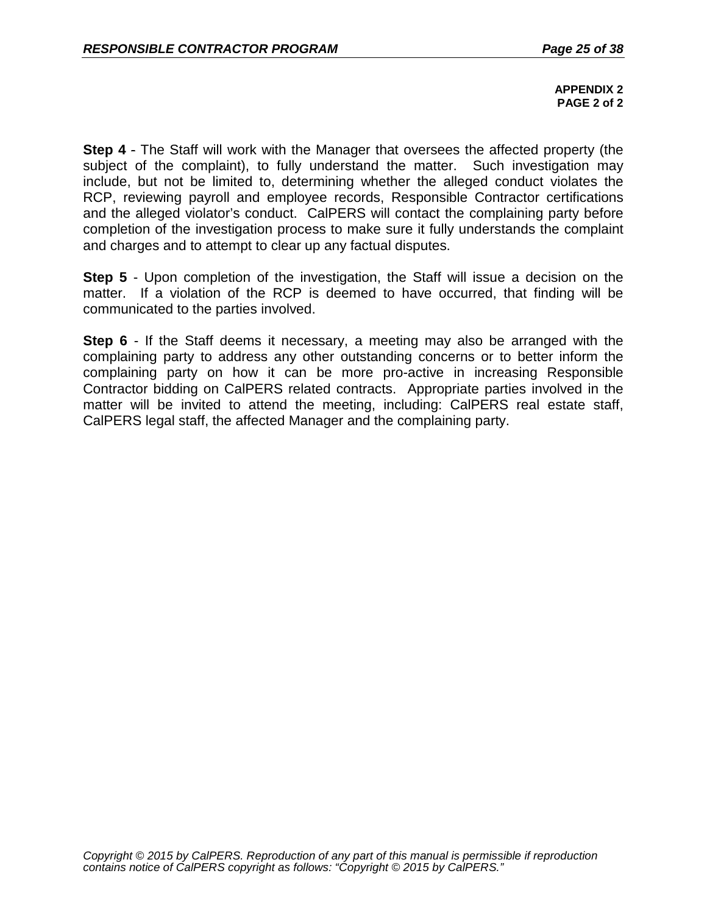**APPENDIX 2**
**PAGE 2 of 2**

**Step 4** - The Staff will work with the Manager that oversees the affected property (the subject of the complaint), to fully understand the matter. Such investigation may include, but not be limited to, determining whether the alleged conduct violates the RCP, reviewing payroll and employee records, Responsible Contractor certifications and the alleged violator's conduct. CalPERS will contact the complaining party before completion of the investigation process to make sure it fully understands the complaint and charges and to attempt to clear up any factual disputes.

**Step 5** - Upon completion of the investigation, the Staff will issue a decision on the matter. If a violation of the RCP is deemed to have occurred, that finding will be communicated to the parties involved.

**Step 6** - If the Staff deems it necessary, a meeting may also be arranged with the complaining party to address any other outstanding concerns or to better inform the complaining party on how it can be more pro-active in increasing Responsible Contractor bidding on CalPERS related contracts. Appropriate parties involved in the matter will be invited to attend the meeting, including: CalPERS real estate staff, CalPERS legal staff, the affected Manager and the complaining party.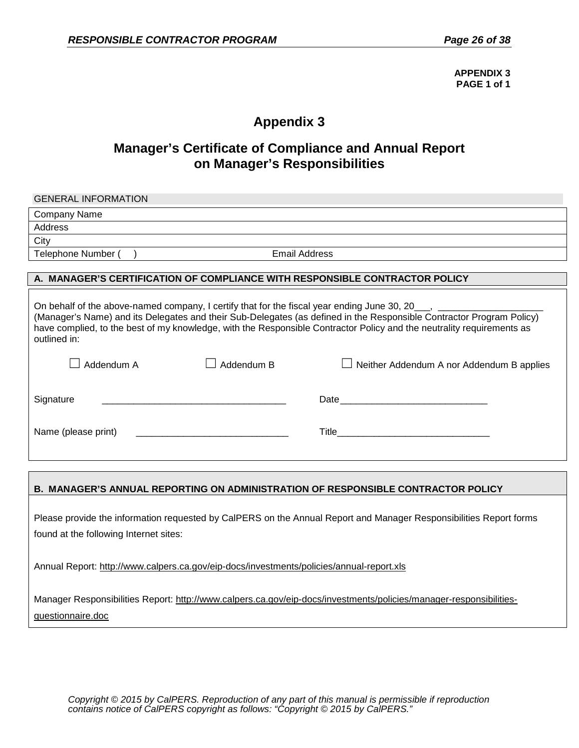**APPENDIX 3**
**PAGE 1 of 1**

# Appendix 3

## Manager's Certificate of Compliance and Annual Report on Manager's Responsibilities

| GENERAL INFORMATION | |
| --- | --- |
| Company Name | |
| Address | |
| City | |
| Telephone Number (     ) | Email Address |

**A. MANAGER'S CERTIFICATION OF COMPLIANCE WITH RESPONSIBLE CONTRACTOR POLICY**

On behalf of the above-named company, I certify that for the fiscal year ending June 30, 20___, ____________________ (Manager's Name) and its Delegates and their Sub-Delegates (as defined in the Responsible Contractor Program Policy) have complied, to the best of my knowledge, with the Responsible Contractor Policy and the neutrality requirements as outlined in:

☐ Addendum A ☐ Addendum B ☐ Neither Addendum A nor Addendum B applies

Signature ___________________________________ Date ____________________________

Name (please print) _____________________________ Title_____________________________

**B. MANAGER'S ANNUAL REPORTING ON ADMINISTRATION OF RESPONSIBLE CONTRACTOR POLICY**

Please provide the information requested by CalPERS on the Annual Report and Manager Responsibilities Report forms found at the following Internet sites:

Annual Report: http://www.calpers.ca.gov/eip-docs/investments/policies/annual-report.xls

Manager Responsibilities Report: http://www.calpers.ca.gov/eip-docs/investments/policies/manager-responsibilities-questionnaire.doc

*Copyright © 2015 by CalPERS. Reproduction of any part of this manual is permissible if reproduction contains notice of CalPERS copyright as follows: "Copyright © 2015 by CalPERS."*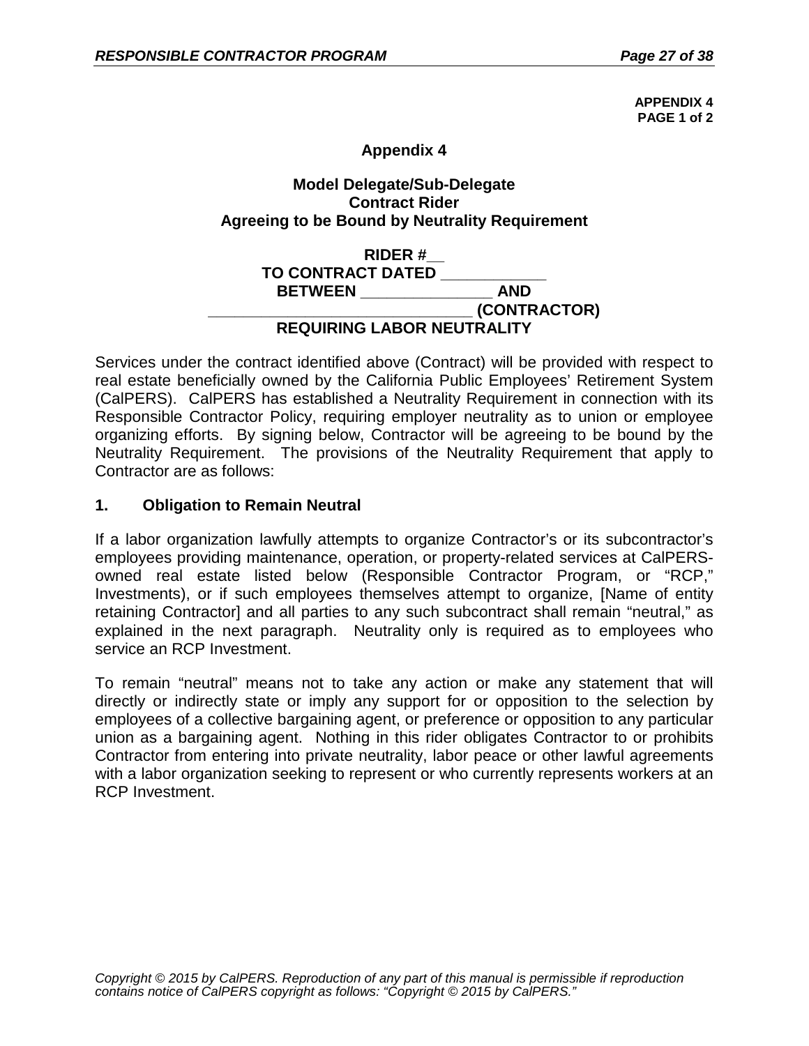**APPENDIX 4**
**PAGE 1 of 2**

## Appendix 4

### Model Delegate/Sub-Delegate Contract Rider Agreeing to be Bound by Neutrality Requirement

**RIDER #__**
**TO CONTRACT DATED ____________**
**BETWEEN _______________ AND**
**_____________________________ (CONTRACTOR)**
**REQUIRING LABOR NEUTRALITY**

Services under the contract identified above (Contract) will be provided with respect to real estate beneficially owned by the California Public Employees' Retirement System (CalPERS). CalPERS has established a Neutrality Requirement in connection with its Responsible Contractor Policy, requiring employer neutrality as to union or employee organizing efforts. By signing below, Contractor will be agreeing to be bound by the Neutrality Requirement. The provisions of the Neutrality Requirement that apply to Contractor are as follows:

**1. Obligation to Remain Neutral**

If a labor organization lawfully attempts to organize Contractor's or its subcontractor's employees providing maintenance, operation, or property-related services at CalPERS-owned real estate listed below (Responsible Contractor Program, or "RCP," Investments), or if such employees themselves attempt to organize, [Name of entity retaining Contractor] and all parties to any such subcontract shall remain "neutral," as explained in the next paragraph. Neutrality only is required as to employees who service an RCP Investment.

To remain "neutral" means not to take any action or make any statement that will directly or indirectly state or imply any support for or opposition to the selection by employees of a collective bargaining agent, or preference or opposition to any particular union as a bargaining agent. Nothing in this rider obligates Contractor to or prohibits Contractor from entering into private neutrality, labor peace or other lawful agreements with a labor organization seeking to represent or who currently represents workers at an RCP Investment.

*Copyright © 2015 by CalPERS. Reproduction of any part of this manual is permissible if reproduction contains notice of CalPERS copyright as follows: "Copyright © 2015 by CalPERS."*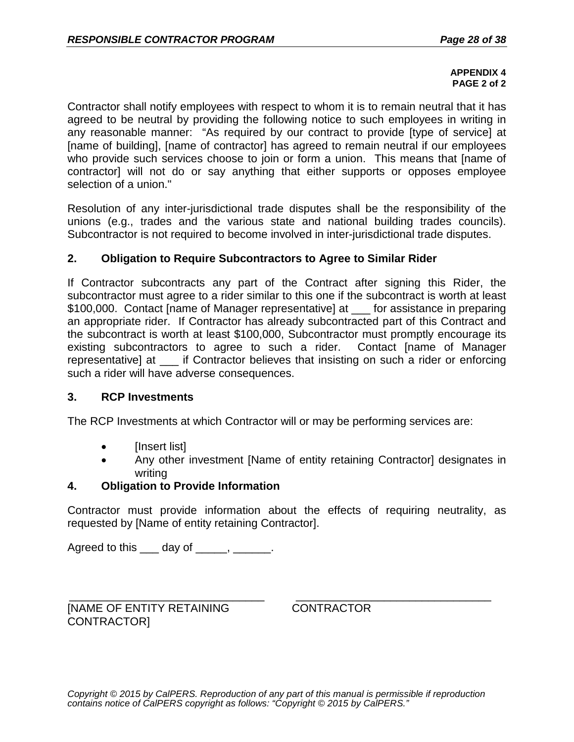**APPENDIX 4**
**PAGE 2 of 2**

Contractor shall notify employees with respect to whom it is to remain neutral that it has agreed to be neutral by providing the following notice to such employees in writing in any reasonable manner: "As required by our contract to provide [type of service] at [name of building], [name of contractor] has agreed to remain neutral if our employees who provide such services choose to join or form a union. This means that [name of contractor] will not do or say anything that either supports or opposes employee selection of a union."

Resolution of any inter-jurisdictional trade disputes shall be the responsibility of the unions (e.g., trades and the various state and national building trades councils). Subcontractor is not required to become involved in inter-jurisdictional trade disputes.

## 2. Obligation to Require Subcontractors to Agree to Similar Rider

If Contractor subcontracts any part of the Contract after signing this Rider, the subcontractor must agree to a rider similar to this one if the subcontract is worth at least $100,000. Contact [name of Manager representative] at ___ for assistance in preparing an appropriate rider. If Contractor has already subcontracted part of this Contract and the subcontract is worth at least $100,000, Subcontractor must promptly encourage its existing subcontractors to agree to such a rider. Contact [name of Manager representative] at ___ if Contractor believes that insisting on such a rider or enforcing such a rider will have adverse consequences.

## 3. RCP Investments

The RCP Investments at which Contractor will or may be performing services are:

- [Insert list]
- Any other investment [Name of entity retaining Contractor] designates in writing

## 4. Obligation to Provide Information

Contractor must provide information about the effects of requiring neutrality, as requested by [Name of entity retaining Contractor].

Agreed to this ___ day of _____, ______.

_______________________________ _______________________________
[NAME OF ENTITY RETAINING CONTRACTOR] CONTRACTOR

*Copyright © 2015 by CalPERS. Reproduction of any part of this manual is permissible if reproduction contains notice of CalPERS copyright as follows: "Copyright © 2015 by CalPERS."*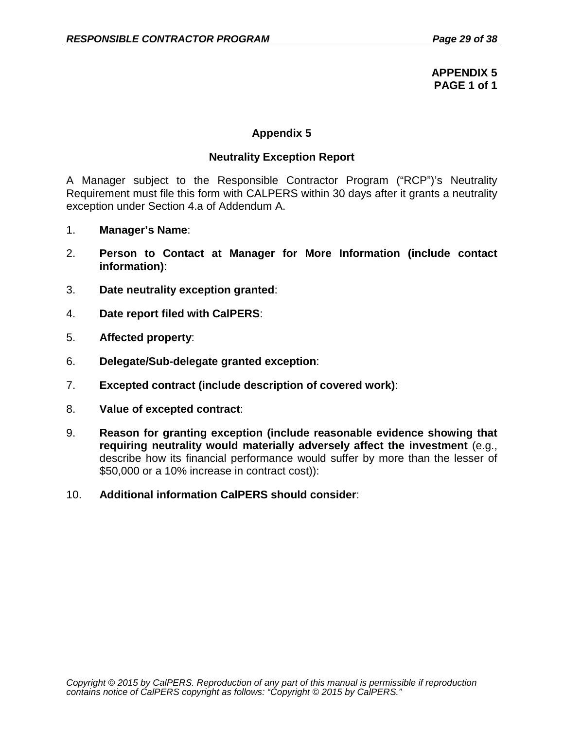**APPENDIX 5**
**PAGE 1 of 1**

## Appendix 5

### Neutrality Exception Report

A Manager subject to the Responsible Contractor Program ("RCP")'s Neutrality Requirement must file this form with CALPERS within 30 days after it grants a neutrality exception under Section 4.a of Addendum A.

1. **Manager's Name**:

2. **Person to Contact at Manager for More Information (include contact information)**:

3. **Date neutrality exception granted**:

4. **Date report filed with CalPERS**:

5. **Affected property**:

6. **Delegate/Sub-delegate granted exception**:

7. **Excepted contract (include description of covered work)**:

8. **Value of excepted contract**:

9. **Reason for granting exception (include reasonable evidence showing that requiring neutrality would materially adversely affect the investment** (e.g., describe how its financial performance would suffer by more than the lesser of $50,000 or a 10% increase in contract cost)):

10. **Additional information CalPERS should consider**:

*Copyright © 2015 by CalPERS. Reproduction of any part of this manual is permissible if reproduction contains notice of CalPERS copyright as follows: "Copyright © 2015 by CalPERS."*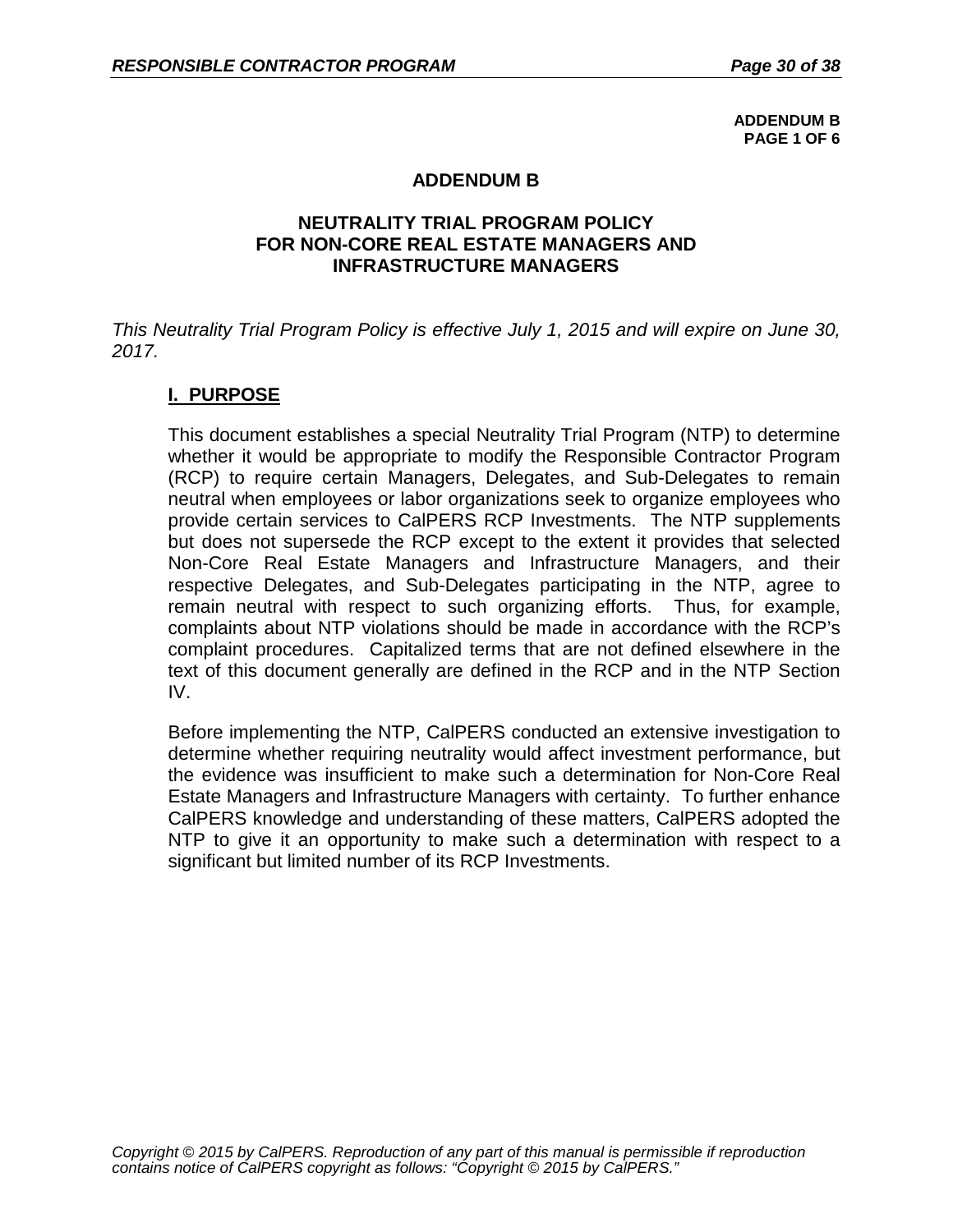**ADDENDUM B**
**PAGE 1 OF 6**

## ADDENDUM B

## NEUTRALITY TRIAL PROGRAM POLICY FOR NON-CORE REAL ESTATE MANAGERS AND INFRASTRUCTURE MANAGERS

*This Neutrality Trial Program Policy is effective July 1, 2015 and will expire on June 30, 2017.*

### I. PURPOSE

This document establishes a special Neutrality Trial Program (NTP) to determine whether it would be appropriate to modify the Responsible Contractor Program (RCP) to require certain Managers, Delegates, and Sub-Delegates to remain neutral when employees or labor organizations seek to organize employees who provide certain services to CalPERS RCP Investments. The NTP supplements but does not supersede the RCP except to the extent it provides that selected Non-Core Real Estate Managers and Infrastructure Managers, and their respective Delegates, and Sub-Delegates participating in the NTP, agree to remain neutral with respect to such organizing efforts. Thus, for example, complaints about NTP violations should be made in accordance with the RCP's complaint procedures. Capitalized terms that are not defined elsewhere in the text of this document generally are defined in the RCP and in the NTP Section IV.

Before implementing the NTP, CalPERS conducted an extensive investigation to determine whether requiring neutrality would affect investment performance, but the evidence was insufficient to make such a determination for Non-Core Real Estate Managers and Infrastructure Managers with certainty. To further enhance CalPERS knowledge and understanding of these matters, CalPERS adopted the NTP to give it an opportunity to make such a determination with respect to a significant but limited number of its RCP Investments.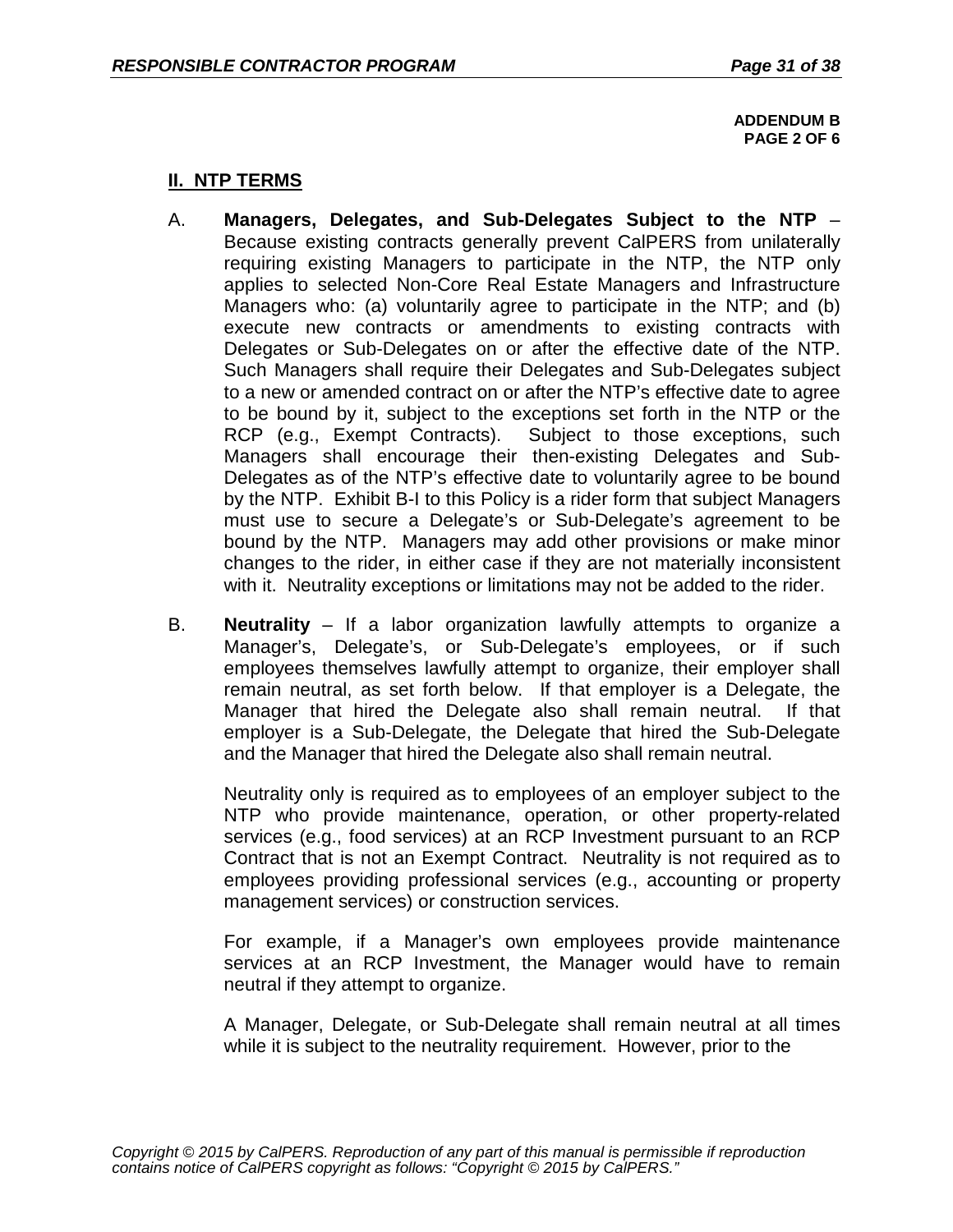**ADDENDUM B**
**PAGE 2 OF 6**

## II. NTP TERMS

A. **Managers, Delegates, and Sub-Delegates Subject to the NTP** – Because existing contracts generally prevent CalPERS from unilaterally requiring existing Managers to participate in the NTP, the NTP only applies to selected Non-Core Real Estate Managers and Infrastructure Managers who: (a) voluntarily agree to participate in the NTP; and (b) execute new contracts or amendments to existing contracts with Delegates or Sub-Delegates on or after the effective date of the NTP. Such Managers shall require their Delegates and Sub-Delegates subject to a new or amended contract on or after the NTP's effective date to agree to be bound by it, subject to the exceptions set forth in the NTP or the RCP (e.g., Exempt Contracts). Subject to those exceptions, such Managers shall encourage their then-existing Delegates and Sub-Delegates as of the NTP's effective date to voluntarily agree to be bound by the NTP. Exhibit B-I to this Policy is a rider form that subject Managers must use to secure a Delegate's or Sub-Delegate's agreement to be bound by the NTP. Managers may add other provisions or make minor changes to the rider, in either case if they are not materially inconsistent with it. Neutrality exceptions or limitations may not be added to the rider.

B. **Neutrality** – If a labor organization lawfully attempts to organize a Manager's, Delegate's, or Sub-Delegate's employees, or if such employees themselves lawfully attempt to organize, their employer shall remain neutral, as set forth below. If that employer is a Delegate, the Manager that hired the Delegate also shall remain neutral. If that employer is a Sub-Delegate, the Delegate that hired the Sub-Delegate and the Manager that hired the Delegate also shall remain neutral.

Neutrality only is required as to employees of an employer subject to the NTP who provide maintenance, operation, or other property-related services (e.g., food services) at an RCP Investment pursuant to an RCP Contract that is not an Exempt Contract. Neutrality is not required as to employees providing professional services (e.g., accounting or property management services) or construction services.

For example, if a Manager's own employees provide maintenance services at an RCP Investment, the Manager would have to remain neutral if they attempt to organize.

A Manager, Delegate, or Sub-Delegate shall remain neutral at all times while it is subject to the neutrality requirement. However, prior to the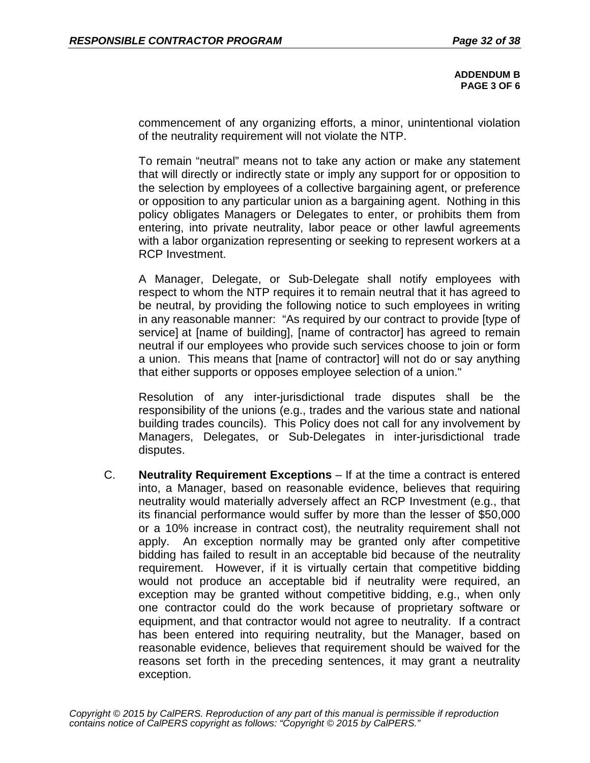**ADDENDUM B**
**PAGE 3 OF 6**

commencement of any organizing efforts, a minor, unintentional violation of the neutrality requirement will not violate the NTP.

To remain "neutral" means not to take any action or make any statement that will directly or indirectly state or imply any support for or opposition to the selection by employees of a collective bargaining agent, or preference or opposition to any particular union as a bargaining agent. Nothing in this policy obligates Managers or Delegates to enter, or prohibits them from entering, into private neutrality, labor peace or other lawful agreements with a labor organization representing or seeking to represent workers at a RCP Investment.

A Manager, Delegate, or Sub-Delegate shall notify employees with respect to whom the NTP requires it to remain neutral that it has agreed to be neutral, by providing the following notice to such employees in writing in any reasonable manner: "As required by our contract to provide [type of service] at [name of building], [name of contractor] has agreed to remain neutral if our employees who provide such services choose to join or form a union. This means that [name of contractor] will not do or say anything that either supports or opposes employee selection of a union."

Resolution of any inter-jurisdictional trade disputes shall be the responsibility of the unions (e.g., trades and the various state and national building trades councils). This Policy does not call for any involvement by Managers, Delegates, or Sub-Delegates in inter-jurisdictional trade disputes.

C. **Neutrality Requirement Exceptions** – If at the time a contract is entered into, a Manager, based on reasonable evidence, believes that requiring neutrality would materially adversely affect an RCP Investment (e.g., that its financial performance would suffer by more than the lesser of $50,000 or a 10% increase in contract cost), the neutrality requirement shall not apply. An exception normally may be granted only after competitive bidding has failed to result in an acceptable bid because of the neutrality requirement. However, if it is virtually certain that competitive bidding would not produce an acceptable bid if neutrality were required, an exception may be granted without competitive bidding, e.g., when only one contractor could do the work because of proprietary software or equipment, and that contractor would not agree to neutrality. If a contract has been entered into requiring neutrality, but the Manager, based on reasonable evidence, believes that requirement should be waived for the reasons set forth in the preceding sentences, it may grant a neutrality exception.

*Copyright © 2015 by CalPERS. Reproduction of any part of this manual is permissible if reproduction contains notice of CalPERS copyright as follows: "Copyright © 2015 by CalPERS."*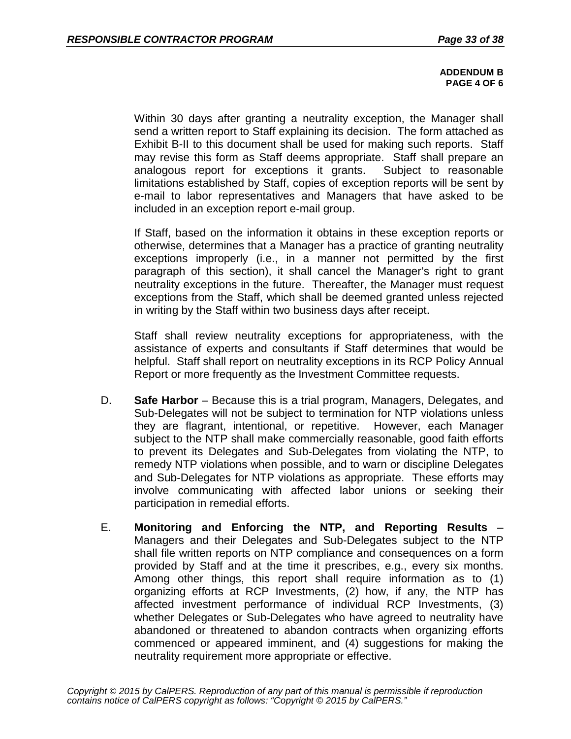**ADDENDUM B**
**PAGE 4 OF 6**

Within 30 days after granting a neutrality exception, the Manager shall send a written report to Staff explaining its decision. The form attached as Exhibit B-II to this document shall be used for making such reports. Staff may revise this form as Staff deems appropriate. Staff shall prepare an analogous report for exceptions it grants. Subject to reasonable limitations established by Staff, copies of exception reports will be sent by e-mail to labor representatives and Managers that have asked to be included in an exception report e-mail group.

If Staff, based on the information it obtains in these exception reports or otherwise, determines that a Manager has a practice of granting neutrality exceptions improperly (i.e., in a manner not permitted by the first paragraph of this section), it shall cancel the Manager's right to grant neutrality exceptions in the future. Thereafter, the Manager must request exceptions from the Staff, which shall be deemed granted unless rejected in writing by the Staff within two business days after receipt.

Staff shall review neutrality exceptions for appropriateness, with the assistance of experts and consultants if Staff determines that would be helpful. Staff shall report on neutrality exceptions in its RCP Policy Annual Report or more frequently as the Investment Committee requests.

D. **Safe Harbor** – Because this is a trial program, Managers, Delegates, and Sub-Delegates will not be subject to termination for NTP violations unless they are flagrant, intentional, or repetitive. However, each Manager subject to the NTP shall make commercially reasonable, good faith efforts to prevent its Delegates and Sub-Delegates from violating the NTP, to remedy NTP violations when possible, and to warn or discipline Delegates and Sub-Delegates for NTP violations as appropriate. These efforts may involve communicating with affected labor unions or seeking their participation in remedial efforts.

E. **Monitoring and Enforcing the NTP, and Reporting Results** – Managers and their Delegates and Sub-Delegates subject to the NTP shall file written reports on NTP compliance and consequences on a form provided by Staff and at the time it prescribes, e.g., every six months. Among other things, this report shall require information as to (1) organizing efforts at RCP Investments, (2) how, if any, the NTP has affected investment performance of individual RCP Investments, (3) whether Delegates or Sub-Delegates who have agreed to neutrality have abandoned or threatened to abandon contracts when organizing efforts commenced or appeared imminent, and (4) suggestions for making the neutrality requirement more appropriate or effective.

*Copyright © 2015 by CalPERS. Reproduction of any part of this manual is permissible if reproduction contains notice of CalPERS copyright as follows: "Copyright © 2015 by CalPERS."*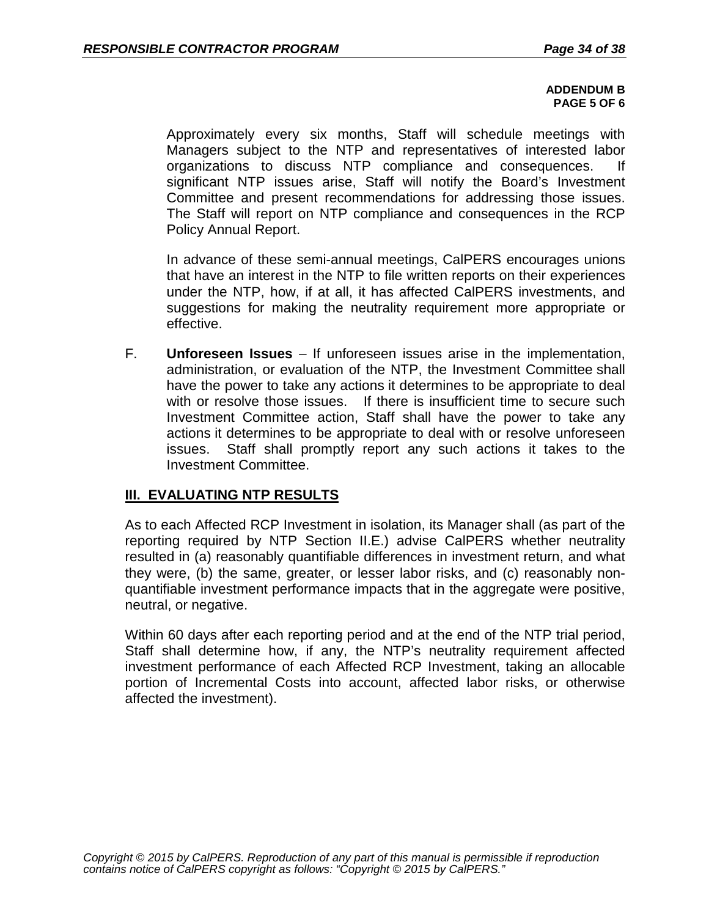**ADDENDUM B**
**PAGE 5 OF 6**

Approximately every six months, Staff will schedule meetings with Managers subject to the NTP and representatives of interested labor organizations to discuss NTP compliance and consequences. If significant NTP issues arise, Staff will notify the Board's Investment Committee and present recommendations for addressing those issues. The Staff will report on NTP compliance and consequences in the RCP Policy Annual Report.

In advance of these semi-annual meetings, CalPERS encourages unions that have an interest in the NTP to file written reports on their experiences under the NTP, how, if at all, it has affected CalPERS investments, and suggestions for making the neutrality requirement more appropriate or effective.

F. **Unforeseen Issues** – If unforeseen issues arise in the implementation, administration, or evaluation of the NTP, the Investment Committee shall have the power to take any actions it determines to be appropriate to deal with or resolve those issues. If there is insufficient time to secure such Investment Committee action, Staff shall have the power to take any actions it determines to be appropriate to deal with or resolve unforeseen issues. Staff shall promptly report any such actions it takes to the Investment Committee.

## III. EVALUATING NTP RESULTS

As to each Affected RCP Investment in isolation, its Manager shall (as part of the reporting required by NTP Section II.E.) advise CalPERS whether neutrality resulted in (a) reasonably quantifiable differences in investment return, and what they were, (b) the same, greater, or lesser labor risks, and (c) reasonably non-quantifiable investment performance impacts that in the aggregate were positive, neutral, or negative.

Within 60 days after each reporting period and at the end of the NTP trial period, Staff shall determine how, if any, the NTP's neutrality requirement affected investment performance of each Affected RCP Investment, taking an allocable portion of Incremental Costs into account, affected labor risks, or otherwise affected the investment).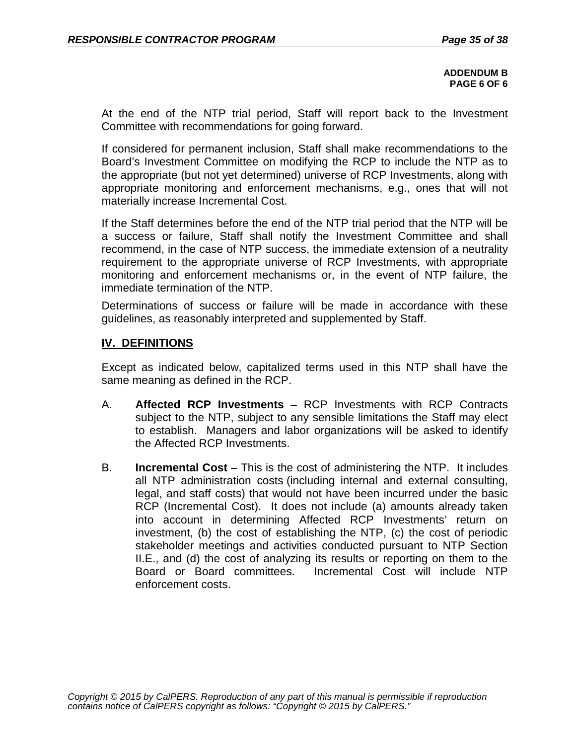**ADDENDUM B**
**PAGE 6 OF 6**

At the end of the NTP trial period, Staff will report back to the Investment Committee with recommendations for going forward.

If considered for permanent inclusion, Staff shall make recommendations to the Board's Investment Committee on modifying the RCP to include the NTP as to the appropriate (but not yet determined) universe of RCP Investments, along with appropriate monitoring and enforcement mechanisms, e.g., ones that will not materially increase Incremental Cost.

If the Staff determines before the end of the NTP trial period that the NTP will be a success or failure, Staff shall notify the Investment Committee and shall recommend, in the case of NTP success, the immediate extension of a neutrality requirement to the appropriate universe of RCP Investments, with appropriate monitoring and enforcement mechanisms or, in the event of NTP failure, the immediate termination of the NTP.

Determinations of success or failure will be made in accordance with these guidelines, as reasonably interpreted and supplemented by Staff.

## IV. DEFINITIONS

Except as indicated below, capitalized terms used in this NTP shall have the same meaning as defined in the RCP.

A. **Affected RCP Investments** – RCP Investments with RCP Contracts subject to the NTP, subject to any sensible limitations the Staff may elect to establish. Managers and labor organizations will be asked to identify the Affected RCP Investments.

B. **Incremental Cost** – This is the cost of administering the NTP. It includes all NTP administration costs (including internal and external consulting, legal, and staff costs) that would not have been incurred under the basic RCP (Incremental Cost). It does not include (a) amounts already taken into account in determining Affected RCP Investments' return on investment, (b) the cost of establishing the NTP, (c) the cost of periodic stakeholder meetings and activities conducted pursuant to NTP Section II.E., and (d) the cost of analyzing its results or reporting on them to the Board or Board committees. Incremental Cost will include NTP enforcement costs.

*Copyright © 2015 by CalPERS. Reproduction of any part of this manual is permissible if reproduction contains notice of CalPERS copyright as follows: "Copyright © 2015 by CalPERS."*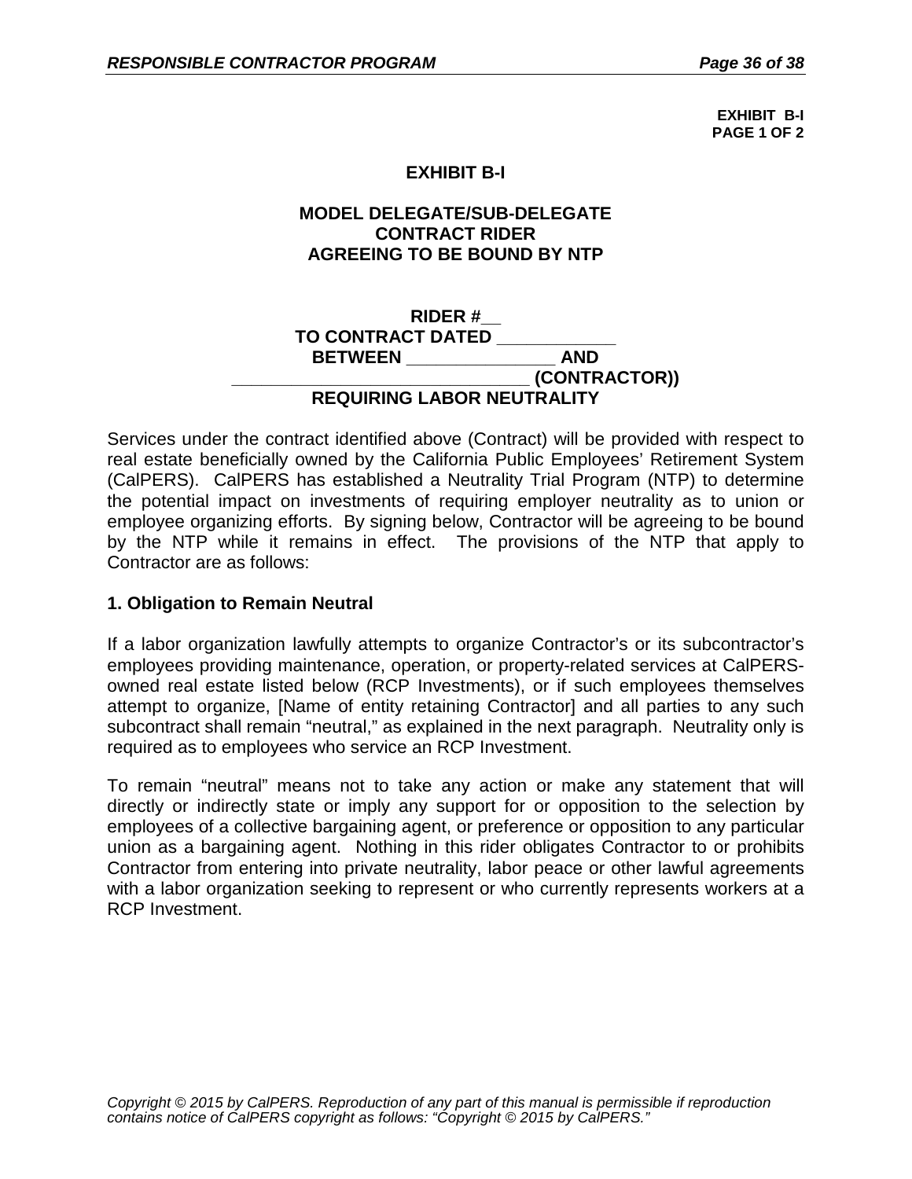**EXHIBIT B-I**
**PAGE 1 OF 2**

# EXHIBIT B-I

## MODEL DELEGATE/SUB-DELEGATE CONTRACT RIDER AGREEING TO BE BOUND BY NTP

**RIDER #__**
**TO CONTRACT DATED ____________**
**BETWEEN _______________ AND**
**______________________________ (CONTRACTOR))**
**REQUIRING LABOR NEUTRALITY**

Services under the contract identified above (Contract) will be provided with respect to real estate beneficially owned by the California Public Employees' Retirement System (CalPERS). CalPERS has established a Neutrality Trial Program (NTP) to determine the potential impact on investments of requiring employer neutrality as to union or employee organizing efforts. By signing below, Contractor will be agreeing to be bound by the NTP while it remains in effect. The provisions of the NTP that apply to Contractor are as follows:

### 1. Obligation to Remain Neutral

If a labor organization lawfully attempts to organize Contractor's or its subcontractor's employees providing maintenance, operation, or property-related services at CalPERS-owned real estate listed below (RCP Investments), or if such employees themselves attempt to organize, [Name of entity retaining Contractor] and all parties to any such subcontract shall remain "neutral," as explained in the next paragraph. Neutrality only is required as to employees who service an RCP Investment.

To remain "neutral" means not to take any action or make any statement that will directly or indirectly state or imply any support for or opposition to the selection by employees of a collective bargaining agent, or preference or opposition to any particular union as a bargaining agent. Nothing in this rider obligates Contractor to or prohibits Contractor from entering into private neutrality, labor peace or other lawful agreements with a labor organization seeking to represent or who currently represents workers at a RCP Investment.

*Copyright © 2015 by CalPERS. Reproduction of any part of this manual is permissible if reproduction contains notice of CalPERS copyright as follows: "Copyright © 2015 by CalPERS."*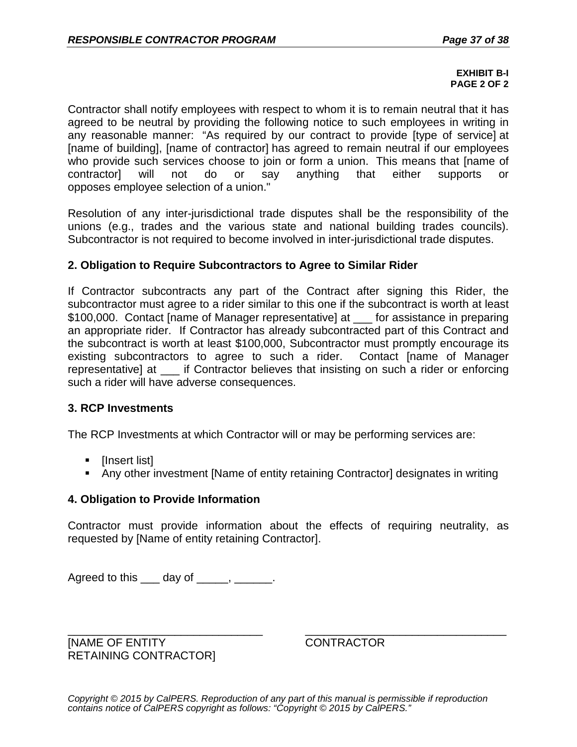**EXHIBIT B-I**
**PAGE 2 OF 2**

Contractor shall notify employees with respect to whom it is to remain neutral that it has agreed to be neutral by providing the following notice to such employees in writing in any reasonable manner: "As required by our contract to provide [type of service] at [name of building], [name of contractor] has agreed to remain neutral if our employees who provide such services choose to join or form a union. This means that [name of contractor] will not do or say anything that either supports or opposes employee selection of a union."

Resolution of any inter-jurisdictional trade disputes shall be the responsibility of the unions (e.g., trades and the various state and national building trades councils). Subcontractor is not required to become involved in inter-jurisdictional trade disputes.

### 2. Obligation to Require Subcontractors to Agree to Similar Rider

If Contractor subcontracts any part of the Contract after signing this Rider, the subcontractor must agree to a rider similar to this one if the subcontract is worth at least $100,000. Contact [name of Manager representative] at ___ for assistance in preparing an appropriate rider. If Contractor has already subcontracted part of this Contract and the subcontract is worth at least $100,000, Subcontractor must promptly encourage its existing subcontractors to agree to such a rider. Contact [name of Manager representative] at ___ if Contractor believes that insisting on such a rider or enforcing such a rider will have adverse consequences.

### 3. RCP Investments

The RCP Investments at which Contractor will or may be performing services are:

- [Insert list]
- Any other investment [Name of entity retaining Contractor] designates in writing

### 4. Obligation to Provide Information

Contractor must provide information about the effects of requiring neutrality, as requested by [Name of entity retaining Contractor].

Agreed to this ___ day of _____, ______.

| ________________________________ | ________________________________ |
|---|---|
| [NAME OF ENTITY RETAINING CONTRACTOR] | CONTRACTOR |

*Copyright © 2015 by CalPERS. Reproduction of any part of this manual is permissible if reproduction contains notice of CalPERS copyright as follows: "Copyright © 2015 by CalPERS."*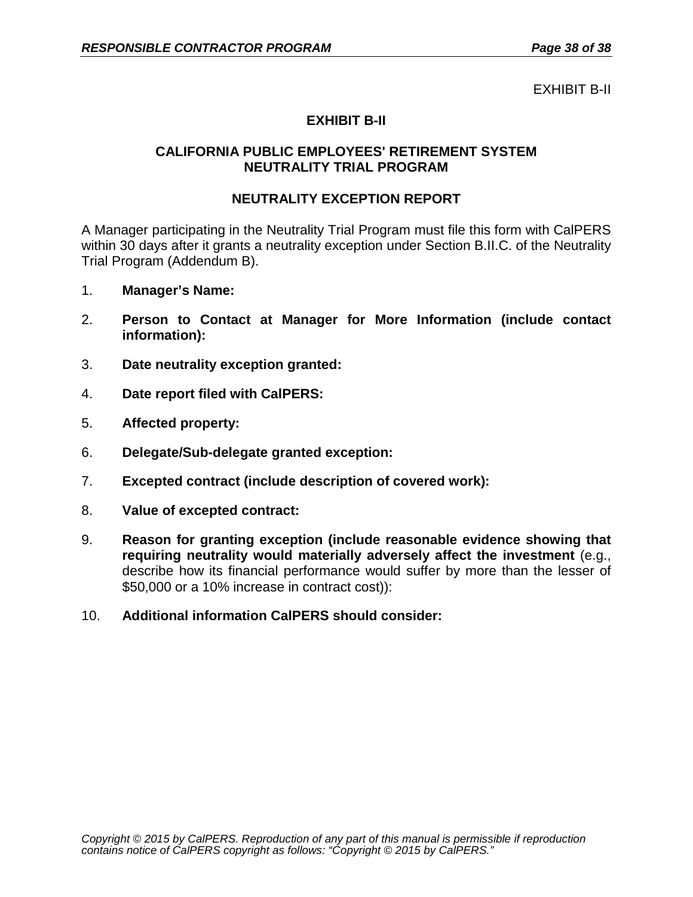EXHIBIT B-II

## EXHIBIT B-II

## CALIFORNIA PUBLIC EMPLOYEES' RETIREMENT SYSTEM NEUTRALITY TRIAL PROGRAM

## NEUTRALITY EXCEPTION REPORT

A Manager participating in the Neutrality Trial Program must file this form with CalPERS within 30 days after it grants a neutrality exception under Section B.II.C. of the Neutrality Trial Program (Addendum B).

1. **Manager's Name:**

2. **Person to Contact at Manager for More Information (include contact information):**

3. **Date neutrality exception granted:**

4. **Date report filed with CalPERS:**

5. **Affected property:**

6. **Delegate/Sub-delegate granted exception:**

7. **Excepted contract (include description of covered work):**

8. **Value of excepted contract:**

9. **Reason for granting exception (include reasonable evidence showing that requiring neutrality would materially adversely affect the investment** (e.g., describe how its financial performance would suffer by more than the lesser of $50,000 or a 10% increase in contract cost)):

10. **Additional information CalPERS should consider:**

*Copyright © 2015 by CalPERS. Reproduction of any part of this manual is permissible if reproduction contains notice of CalPERS copyright as follows: "Copyright © 2015 by CalPERS."*